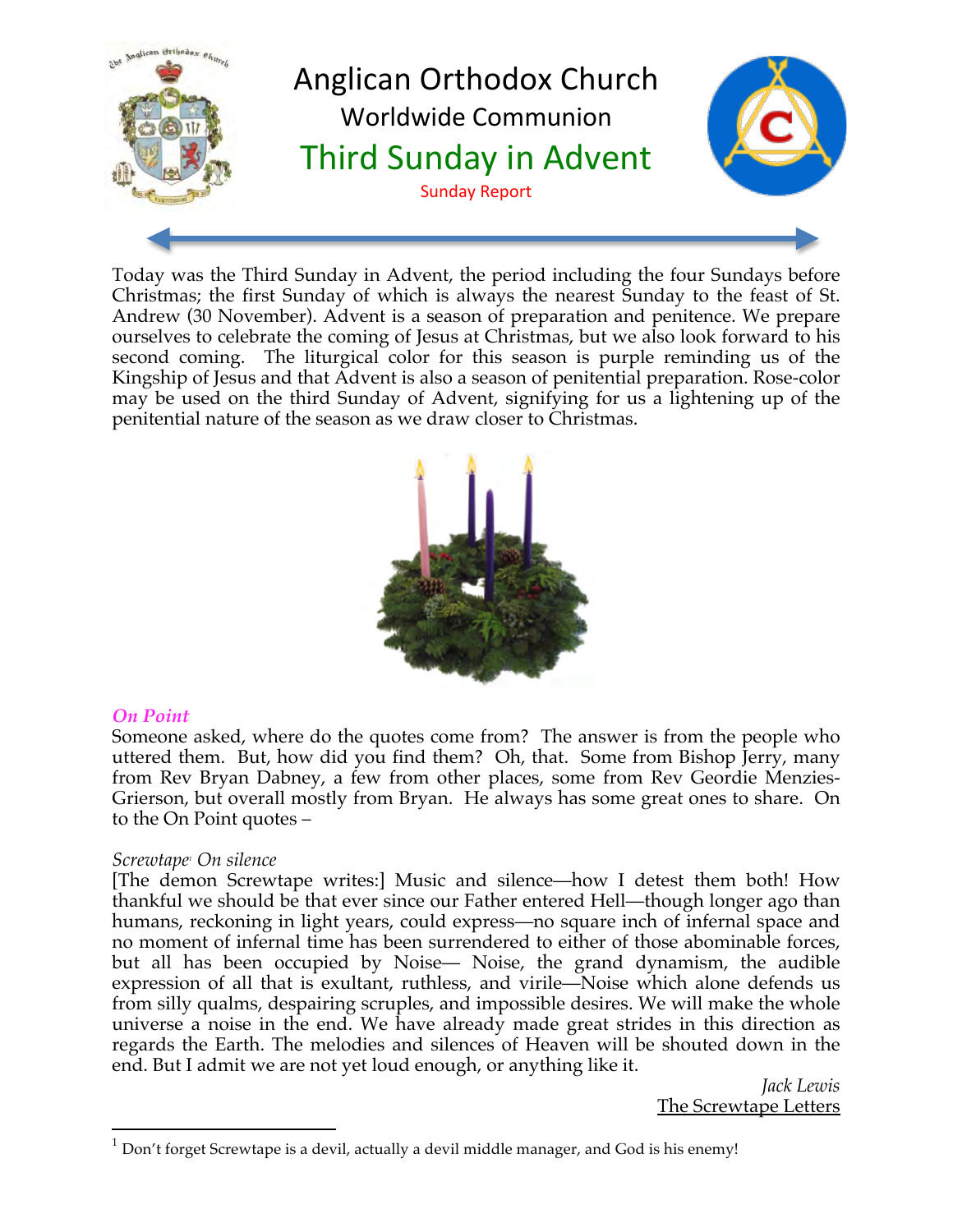# Anglican Orthodox Church

## Worldwide Communion

## Third Sunday in Advent

Sunday Report

Today was the Third Sunday in Advent, the period including the four Sundays before Christmas; the first Sunday of which is always the nearest Sunday to the feast of St. Andrew (30 November). Advent is a season of preparation and penitence. We prepare ourselves to celebrate the coming of Jesus at Christmas, but we also look forward to his second coming. The liturgical color for this season is purple reminding us of the Kingship of Jesus and that Advent is also a season of penitential preparation. Rose-color may be used on the third Sunday of Advent, signifying for us a lightening up of the penitential nature of the season as we draw closer to Christmas.

### *On Point*

Someone asked, where do the quotes come from? The answer is from the people who uttered them. But, how did you find them? Oh, that. Some from Bishop Jerry, many from Rev Bryan Dabney, a few from other places, some from Rev Geordie Menzies-Grierson, but overall mostly from Bryan. He always has some great ones to share. On to the On Point quotes –

*Screwtape*[1] *On silence*

[The demon Screwtape writes:] Music and silence—how I detest them both! How thankful we should be that ever since our Father entered Hell—though longer ago than humans, reckoning in light years, could express—no square inch of infernal space and no moment of infernal time has been surrendered to either of those abominable forces, but all has been occupied by Noise— Noise, the grand dynamism, the audible expression of all that is exultant, ruthless, and virile—Noise which alone defends us from silly qualms, despairing scruples, and impossible desires. We will make the whole universe a noise in the end. We have already made great strides in this direction as regards the Earth. The melodies and silences of Heaven will be shouted down in the end. But I admit we are not yet loud enough, or anything like it.

*Jack Lewis*
The Screwtape Letters

[1] Don't forget Screwtape is a devil, actually a devil middle manager, and God is his enemy!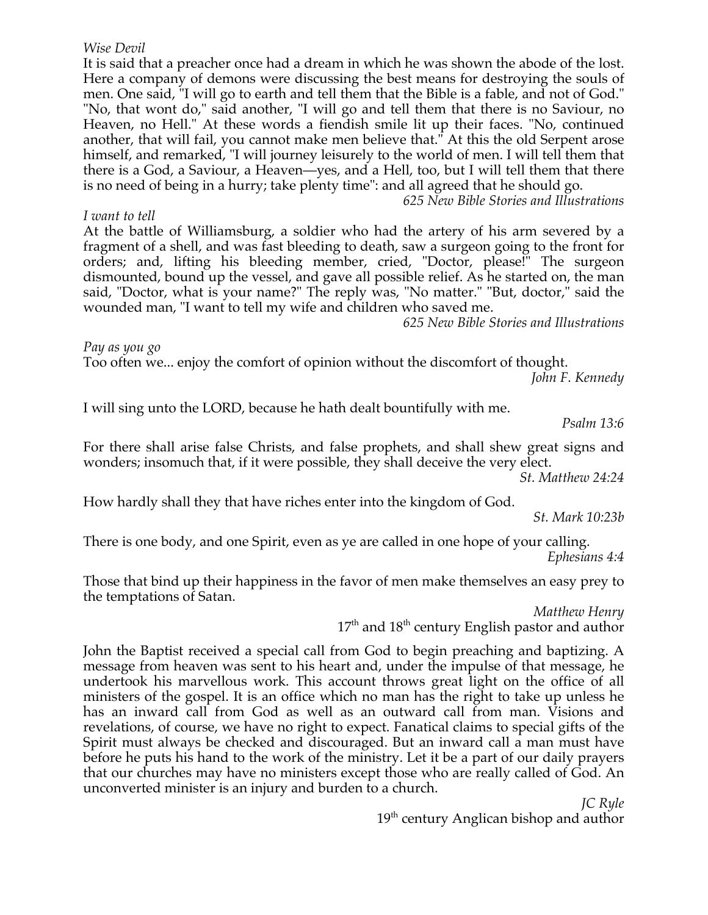*Wise Devil*

It is said that a preacher once had a dream in which he was shown the abode of the lost. Here a company of demons were discussing the best means for destroying the souls of men. One said, "I will go to earth and tell them that the Bible is a fable, and not of God." "No, that wont do," said another, "I will go and tell them that there is no Saviour, no Heaven, no Hell." At these words a fiendish smile lit up their faces. "No, continued another, that will fail, you cannot make men believe that." At this the old Serpent arose himself, and remarked, "I will journey leisurely to the world of men. I will tell them that there is a God, a Saviour, a Heaven—yes, and a Hell, too, but I will tell them that there is no need of being in a hurry; take plenty time": and all agreed that he should go.

*625 New Bible Stories and Illustrations*

*I want to tell*

At the battle of Williamsburg, a soldier who had the artery of his arm severed by a fragment of a shell, and was fast bleeding to death, saw a surgeon going to the front for orders; and, lifting his bleeding member, cried, "Doctor, please!" The surgeon dismounted, bound up the vessel, and gave all possible relief. As he started on, the man said, "Doctor, what is your name?" The reply was, "No matter." "But, doctor," said the wounded man, "I want to tell my wife and children who saved me.

*625 New Bible Stories and Illustrations*

*Pay as you go*

Too often we... enjoy the comfort of opinion without the discomfort of thought.

*John F. Kennedy*

I will sing unto the LORD, because he hath dealt bountifully with me.

*Psalm 13:6*

For there shall arise false Christs, and false prophets, and shall shew great signs and wonders; insomuch that, if it were possible, they shall deceive the very elect.

*St. Matthew 24:24*

How hardly shall they that have riches enter into the kingdom of God.

*St. Mark 10:23b*

There is one body, and one Spirit, even as ye are called in one hope of your calling.

*Ephesians 4:4*

Those that bind up their happiness in the favor of men make themselves an easy prey to the temptations of Satan.

*Matthew Henry*
17th and 18th century English pastor and author

John the Baptist received a special call from God to begin preaching and baptizing. A message from heaven was sent to his heart and, under the impulse of that message, he undertook his marvellous work. This account throws great light on the office of all ministers of the gospel. It is an office which no man has the right to take up unless he has an inward call from God as well as an outward call from man. Visions and revelations, of course, we have no right to expect. Fanatical claims to special gifts of the Spirit must always be checked and discouraged. But an inward call a man must have before he puts his hand to the work of the ministry. Let it be a part of our daily prayers that our churches may have no ministers except those who are really called of God. An unconverted minister is an injury and burden to a church.

*JC Ryle*
19th century Anglican bishop and author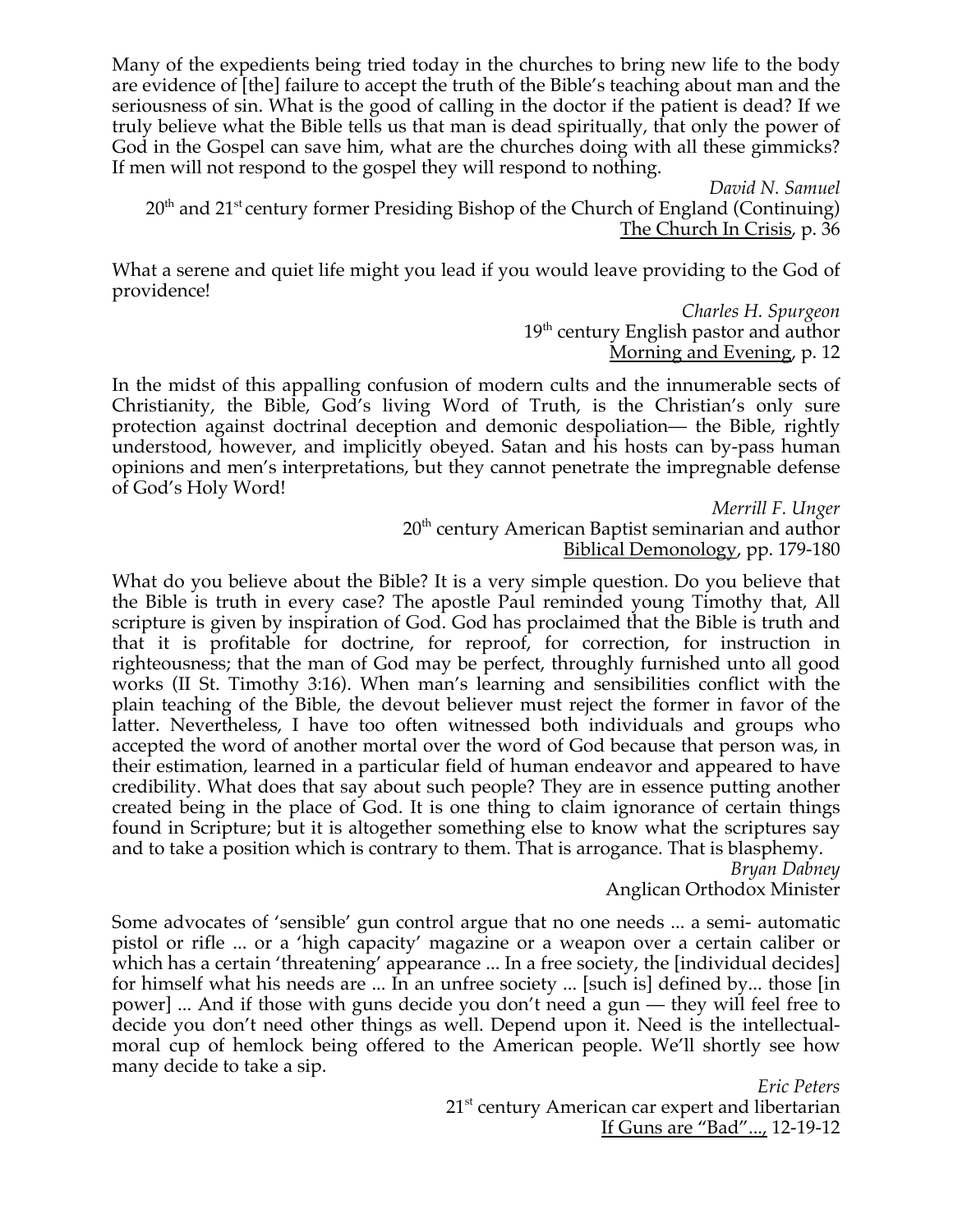Many of the expedients being tried today in the churches to bring new life to the body are evidence of [the] failure to accept the truth of the Bible's teaching about man and the seriousness of sin. What is the good of calling in the doctor if the patient is dead? If we truly believe what the Bible tells us that man is dead spiritually, that only the power of God in the Gospel can save him, what are the churches doing with all these gimmicks? If men will not respond to the gospel they will respond to nothing.

*David N. Samuel*
20th and 21st century former Presiding Bishop of the Church of England (Continuing)
The Church In Crisis, p. 36

What a serene and quiet life might you lead if you would leave providing to the God of providence!

*Charles H. Spurgeon*
19th century English pastor and author
Morning and Evening, p. 12

In the midst of this appalling confusion of modern cults and the innumerable sects of Christianity, the Bible, God's living Word of Truth, is the Christian's only sure protection against doctrinal deception and demonic despoliation— the Bible, rightly understood, however, and implicitly obeyed. Satan and his hosts can by-pass human opinions and men's interpretations, but they cannot penetrate the impregnable defense of God's Holy Word!

*Merrill F. Unger*
20th century American Baptist seminarian and author
Biblical Demonology, pp. 179-180

What do you believe about the Bible? It is a very simple question. Do you believe that the Bible is truth in every case? The apostle Paul reminded young Timothy that, All scripture is given by inspiration of God. God has proclaimed that the Bible is truth and that it is profitable for doctrine, for reproof, for correction, for instruction in righteousness; that the man of God may be perfect, throughly furnished unto all good works (II St. Timothy 3:16). When man's learning and sensibilities conflict with the plain teaching of the Bible, the devout believer must reject the former in favor of the latter. Nevertheless, I have too often witnessed both individuals and groups who accepted the word of another mortal over the word of God because that person was, in their estimation, learned in a particular field of human endeavor and appeared to have credibility. What does that say about such people? They are in essence putting another created being in the place of God. It is one thing to claim ignorance of certain things found in Scripture; but it is altogether something else to know what the scriptures say and to take a position which is contrary to them. That is arrogance. That is blasphemy.

*Bryan Dabney*
Anglican Orthodox Minister

Some advocates of 'sensible' gun control argue that no one needs ... a semi- automatic pistol or rifle ... or a 'high capacity' magazine or a weapon over a certain caliber or which has a certain 'threatening' appearance ... In a free society, the [individual decides] for himself what his needs are ... In an unfree society ... [such is] defined by... those [in power] ... And if those with guns decide you don't need a gun — they will feel free to decide you don't need other things as well. Depend upon it. Need is the intellectual-moral cup of hemlock being offered to the American people. We'll shortly see how many decide to take a sip.

*Eric Peters*
21st century American car expert and libertarian
If Guns are "Bad"..., 12-19-12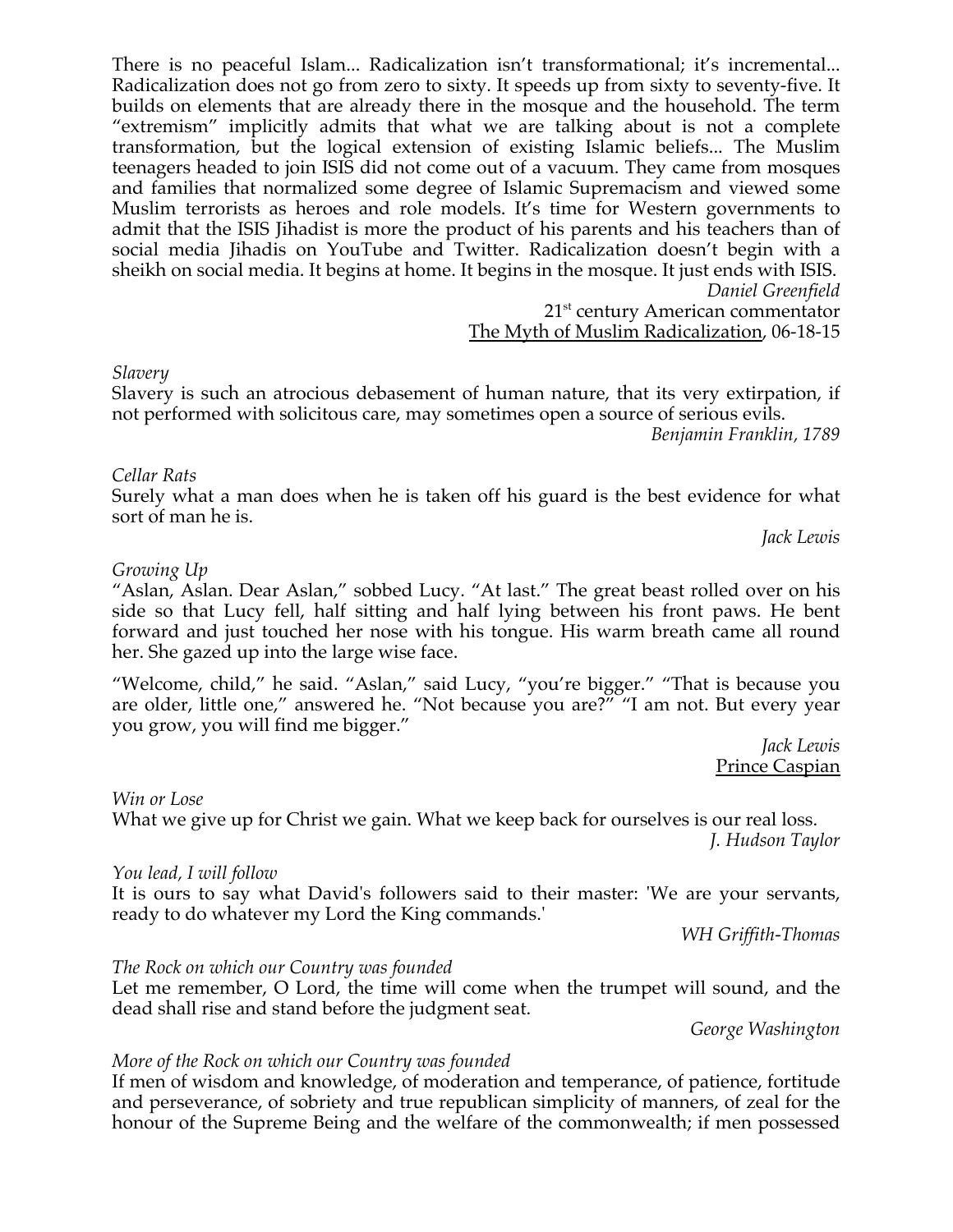There is no peaceful Islam... Radicalization isn't transformational; it's incremental... Radicalization does not go from zero to sixty. It speeds up from sixty to seventy-five. It builds on elements that are already there in the mosque and the household. The term "extremism" implicitly admits that what we are talking about is not a complete transformation, but the logical extension of existing Islamic beliefs... The Muslim teenagers headed to join ISIS did not come out of a vacuum. They came from mosques and families that normalized some degree of Islamic Supremacism and viewed some Muslim terrorists as heroes and role models. It's time for Western governments to admit that the ISIS Jihadist is more the product of his parents and his teachers than of social media Jihadis on YouTube and Twitter. Radicalization doesn't begin with a sheikh on social media. It begins at home. It begins in the mosque. It just ends with ISIS.

*Daniel Greenfield*
21st century American commentator
The Myth of Muslim Radicalization, 06-18-15

*Slavery*
Slavery is such an atrocious debasement of human nature, that its very extirpation, if not performed with solicitous care, may sometimes open a source of serious evils.

*Benjamin Franklin, 1789*

*Cellar Rats*
Surely what a man does when he is taken off his guard is the best evidence for what sort of man he is.

*Jack Lewis*

*Growing Up*
"Aslan, Aslan. Dear Aslan," sobbed Lucy. "At last." The great beast rolled over on his side so that Lucy fell, half sitting and half lying between his front paws. He bent forward and just touched her nose with his tongue. His warm breath came all round her. She gazed up into the large wise face.

"Welcome, child," he said. "Aslan," said Lucy, "you're bigger." "That is because you are older, little one," answered he. "Not because you are?" "I am not. But every year you grow, you will find me bigger."

*Jack Lewis*
Prince Caspian

*Win or Lose*
What we give up for Christ we gain. What we keep back for ourselves is our real loss.

*J. Hudson Taylor*

*You lead, I will follow*
It is ours to say what David's followers said to their master: 'We are your servants, ready to do whatever my Lord the King commands.'

*WH Griffith-Thomas*

*The Rock on which our Country was founded*
Let me remember, O Lord, the time will come when the trumpet will sound, and the dead shall rise and stand before the judgment seat.

*George Washington*

*More of the Rock on which our Country was founded*
If men of wisdom and knowledge, of moderation and temperance, of patience, fortitude and perseverance, of sobriety and true republican simplicity of manners, of zeal for the honour of the Supreme Being and the welfare of the commonwealth; if men possessed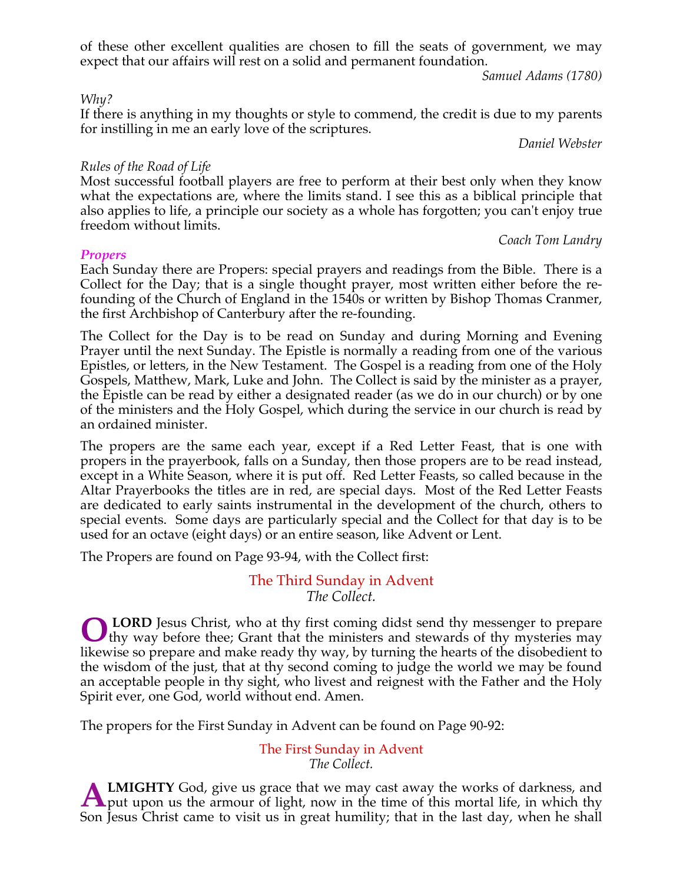of these other excellent qualities are chosen to fill the seats of government, we may expect that our affairs will rest on a solid and permanent foundation.

*Samuel Adams (1780)*

*Why?*

If there is anything in my thoughts or style to commend, the credit is due to my parents for instilling in me an early love of the scriptures.

*Daniel Webster*

*Rules of the Road of Life*

Most successful football players are free to perform at their best only when they know what the expectations are, where the limits stand. I see this as a biblical principle that also applies to life, a principle our society as a whole has forgotten; you can't enjoy true freedom without limits.

*Coach Tom Landry*

### *Propers*

Each Sunday there are Propers: special prayers and readings from the Bible. There is a Collect for the Day; that is a single thought prayer, most written either before the re-founding of the Church of England in the 1540s or written by Bishop Thomas Cranmer, the first Archbishop of Canterbury after the re-founding.

The Collect for the Day is to be read on Sunday and during Morning and Evening Prayer until the next Sunday. The Epistle is normally a reading from one of the various Epistles, or letters, in the New Testament. The Gospel is a reading from one of the Holy Gospels, Matthew, Mark, Luke and John. The Collect is said by the minister as a prayer, the Epistle can be read by either a designated reader (as we do in our church) or by one of the ministers and the Holy Gospel, which during the service in our church is read by an ordained minister.

The propers are the same each year, except if a Red Letter Feast, that is one with propers in the prayerbook, falls on a Sunday, then those propers are to be read instead, except in a White Season, where it is put off. Red Letter Feasts, so called because in the Altar Prayerbooks the titles are in red, are special days. Most of the Red Letter Feasts are dedicated to early saints instrumental in the development of the church, others to special events. Some days are particularly special and the Collect for that day is to be used for an octave (eight days) or an entire season, like Advent or Lent.

The Propers are found on Page 93-94, with the Collect first:

#### The Third Sunday in Advent

*The Collect.*

O **LORD** Jesus Christ, who at thy first coming didst send thy messenger to prepare thy way before thee; Grant that the ministers and stewards of thy mysteries may likewise so prepare and make ready thy way, by turning the hearts of the disobedient to the wisdom of the just, that at thy second coming to judge the world we may be found an acceptable people in thy sight, who livest and reignest with the Father and the Holy Spirit ever, one God, world without end. Amen.

The propers for the First Sunday in Advent can be found on Page 90-92:

#### The First Sunday in Advent

*The Collect.*

A**LMIGHTY** God, give us grace that we may cast away the works of darkness, and put upon us the armour of light, now in the time of this mortal life, in which thy Son Jesus Christ came to visit us in great humility; that in the last day, when he shall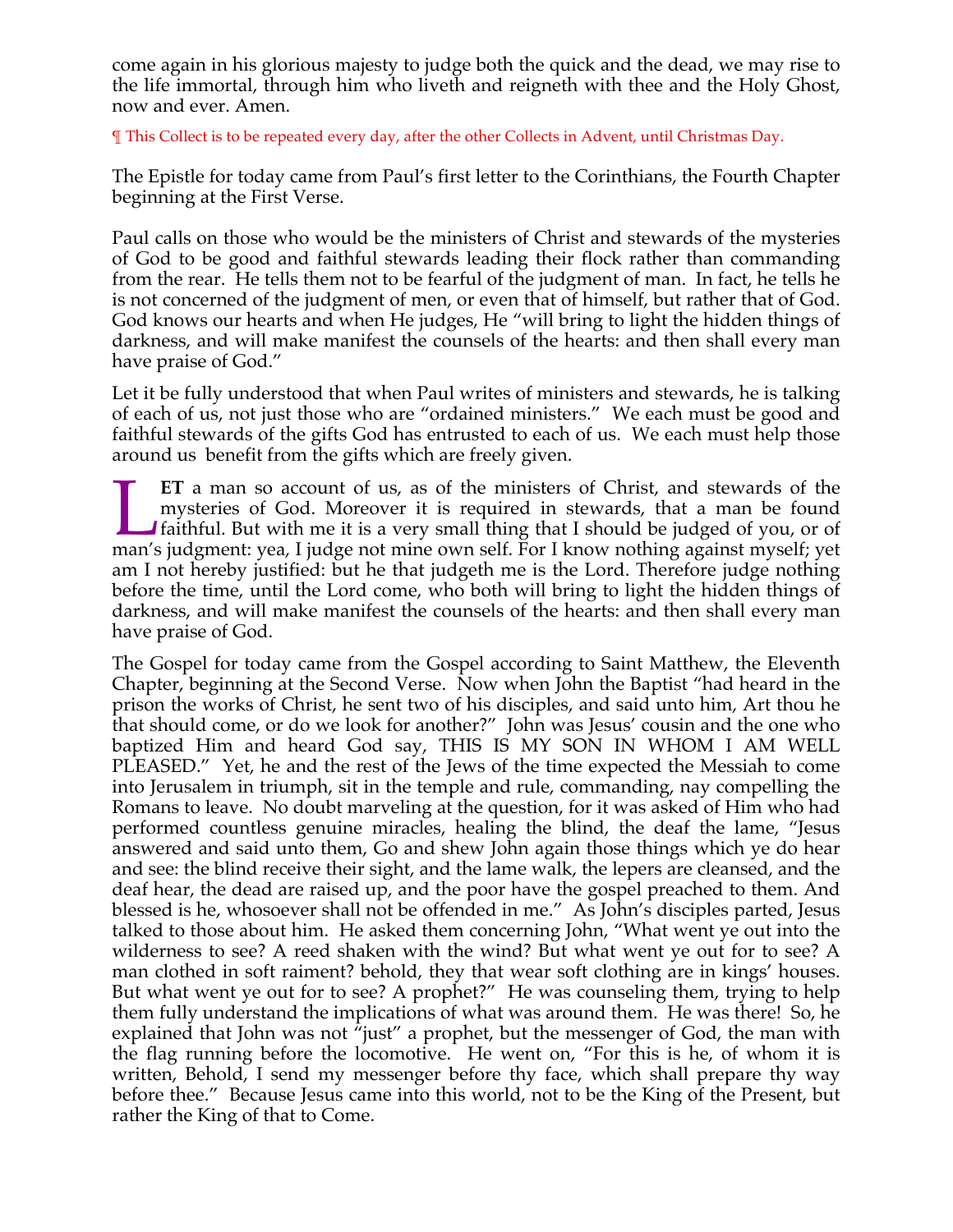come again in his glorious majesty to judge both the quick and the dead, we may rise to the life immortal, through him who liveth and reigneth with thee and the Holy Ghost, now and ever. Amen.

¶ This Collect is to be repeated every day, after the other Collects in Advent, until Christmas Day.

The Epistle for today came from Paul's first letter to the Corinthians, the Fourth Chapter beginning at the First Verse.

Paul calls on those who would be the ministers of Christ and stewards of the mysteries of God to be good and faithful stewards leading their flock rather than commanding from the rear. He tells them not to be fearful of the judgment of man. In fact, he tells he is not concerned of the judgment of men, or even that of himself, but rather that of God. God knows our hearts and when He judges, He "will bring to light the hidden things of darkness, and will make manifest the counsels of the hearts: and then shall every man have praise of God."

Let it be fully understood that when Paul writes of ministers and stewards, he is talking of each of us, not just those who are "ordained ministers." We each must be good and faithful stewards of the gifts God has entrusted to each of us. We each must help those around us benefit from the gifts which are freely given.

**LET** a man so account of us, as of the ministers of Christ, and stewards of the mysteries of God. Moreover it is required in stewards, that a man be found faithful. But with me it is a very small thing that I should be judged of you, or of man's judgment: yea, I judge not mine own self. For I know nothing against myself; yet am I not hereby justified: but he that judgeth me is the Lord. Therefore judge nothing before the time, until the Lord come, who both will bring to light the hidden things of darkness, and will make manifest the counsels of the hearts: and then shall every man have praise of God.

The Gospel for today came from the Gospel according to Saint Matthew, the Eleventh Chapter, beginning at the Second Verse. Now when John the Baptist "had heard in the prison the works of Christ, he sent two of his disciples, and said unto him, Art thou he that should come, or do we look for another?" John was Jesus' cousin and the one who baptized Him and heard God say, THIS IS MY SON IN WHOM I AM WELL PLEASED." Yet, he and the rest of the Jews of the time expected the Messiah to come into Jerusalem in triumph, sit in the temple and rule, commanding, nay compelling the Romans to leave. No doubt marveling at the question, for it was asked of Him who had performed countless genuine miracles, healing the blind, the deaf the lame, "Jesus answered and said unto them, Go and shew John again those things which ye do hear and see: the blind receive their sight, and the lame walk, the lepers are cleansed, and the deaf hear, the dead are raised up, and the poor have the gospel preached to them. And blessed is he, whosoever shall not be offended in me." As John's disciples parted, Jesus talked to those about him. He asked them concerning John, "What went ye out into the wilderness to see? A reed shaken with the wind? But what went ye out for to see? A man clothed in soft raiment? behold, they that wear soft clothing are in kings' houses. But what went ye out for to see? A prophet?" He was counseling them, trying to help them fully understand the implications of what was around them. He was there! So, he explained that John was not "just" a prophet, but the messenger of God, the man with the flag running before the locomotive. He went on, "For this is he, of whom it is written, Behold, I send my messenger before thy face, which shall prepare thy way before thee." Because Jesus came into this world, not to be the King of the Present, but rather the King of that to Come.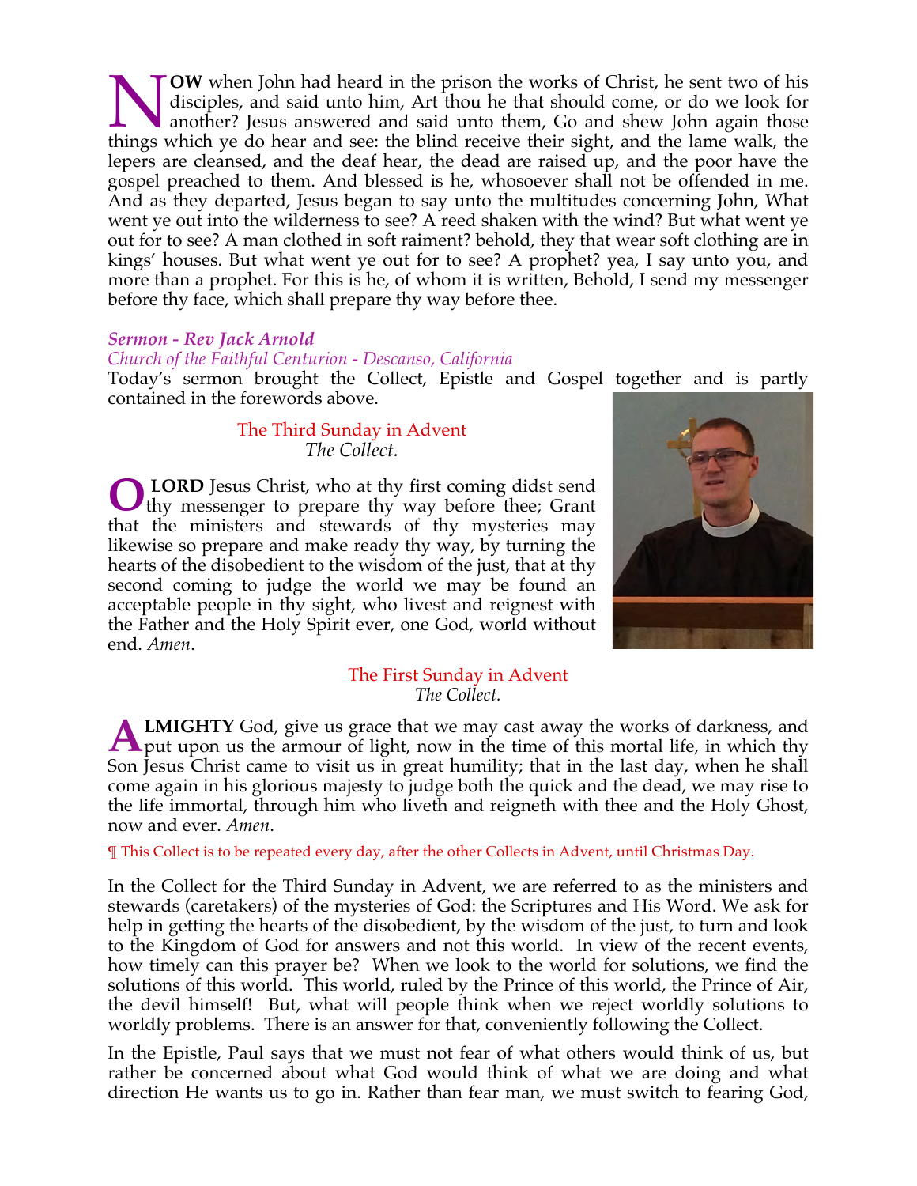**NOW** when John had heard in the prison the works of Christ, he sent two of his disciples, and said unto him, Art thou he that should come, or do we look for another? Jesus answered and said unto them, Go and shew John again those things which ye do hear and see: the blind receive their sight, and the lame walk, the lepers are cleansed, and the deaf hear, the dead are raised up, and the poor have the gospel preached to them. And blessed is he, whosoever shall not be offended in me. And as they departed, Jesus began to say unto the multitudes concerning John, What went ye out into the wilderness to see? A reed shaken with the wind? But what went ye out for to see? A man clothed in soft raiment? behold, they that wear soft clothing are in kings' houses. But what went ye out for to see? A prophet? yea, I say unto you, and more than a prophet. For this is he, of whom it is written, Behold, I send my messenger before thy face, which shall prepare thy way before thee.

***Sermon - Rev Jack Arnold***
*Church of the Faithful Centurion - Descanso, California*

Today's sermon brought the Collect, Epistle and Gospel together and is partly contained in the forewords above.

## The Third Sunday in Advent
*The Collect.*

**O LORD** Jesus Christ, who at thy first coming didst send thy messenger to prepare thy way before thee; Grant that the ministers and stewards of thy mysteries may likewise so prepare and make ready thy way, by turning the hearts of the disobedient to the wisdom of the just, that at thy second coming to judge the world we may be found an acceptable people in thy sight, who livest and reignest with the Father and the Holy Spirit ever, one God, world without end. *Amen*.

## The First Sunday in Advent
*The Collect.*

**ALMIGHTY** God, give us grace that we may cast away the works of darkness, and put upon us the armour of light, now in the time of this mortal life, in which thy Son Jesus Christ came to visit us in great humility; that in the last day, when he shall come again in his glorious majesty to judge both the quick and the dead, we may rise to the life immortal, through him who liveth and reigneth with thee and the Holy Ghost, now and ever. *Amen*.

¶ This Collect is to be repeated every day, after the other Collects in Advent, until Christmas Day.

In the Collect for the Third Sunday in Advent, we are referred to as the ministers and stewards (caretakers) of the mysteries of God: the Scriptures and His Word. We ask for help in getting the hearts of the disobedient, by the wisdom of the just, to turn and look to the Kingdom of God for answers and not this world. In view of the recent events, how timely can this prayer be? When we look to the world for solutions, we find the solutions of this world. This world, ruled by the Prince of this world, the Prince of Air, the devil himself! But, what will people think when we reject worldly solutions to worldly problems. There is an answer for that, conveniently following the Collect.

In the Epistle, Paul says that we must not fear of what others would think of us, but rather be concerned about what God would think of what we are doing and what direction He wants us to go in. Rather than fear man, we must switch to fearing God,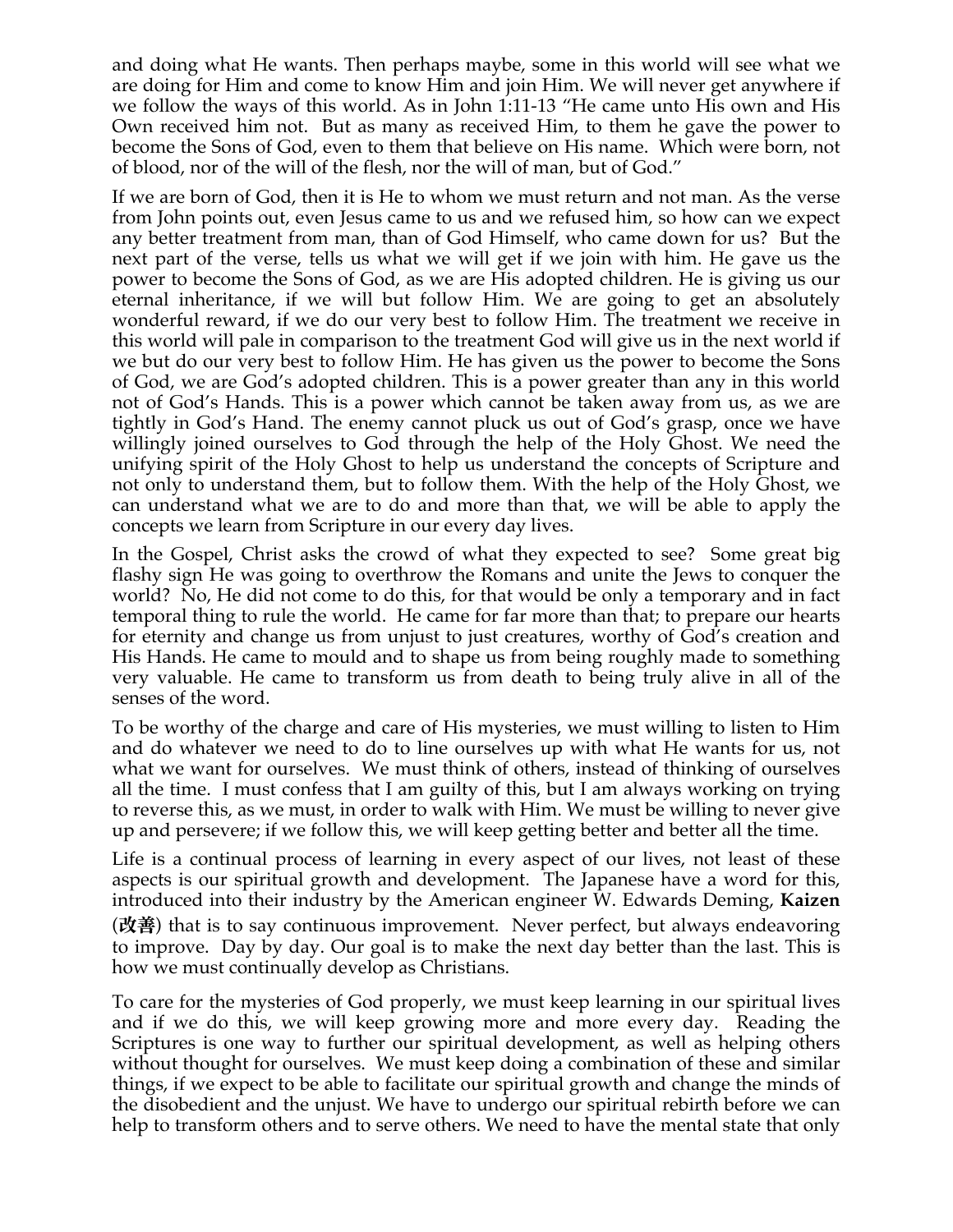and doing what He wants. Then perhaps maybe, some in this world will see what we are doing for Him and come to know Him and join Him. We will never get anywhere if we follow the ways of this world. As in John 1:11-13 "He came unto His own and His Own received him not. But as many as received Him, to them he gave the power to become the Sons of God, even to them that believe on His name. Which were born, not of blood, nor of the will of the flesh, nor the will of man, but of God."

If we are born of God, then it is He to whom we must return and not man. As the verse from John points out, even Jesus came to us and we refused him, so how can we expect any better treatment from man, than of God Himself, who came down for us? But the next part of the verse, tells us what we will get if we join with him. He gave us the power to become the Sons of God, as we are His adopted children. He is giving us our eternal inheritance, if we will but follow Him. We are going to get an absolutely wonderful reward, if we do our very best to follow Him. The treatment we receive in this world will pale in comparison to the treatment God will give us in the next world if we but do our very best to follow Him. He has given us the power to become the Sons of God, we are God's adopted children. This is a power greater than any in this world not of God's Hands. This is a power which cannot be taken away from us, as we are tightly in God's Hand. The enemy cannot pluck us out of God's grasp, once we have willingly joined ourselves to God through the help of the Holy Ghost. We need the unifying spirit of the Holy Ghost to help us understand the concepts of Scripture and not only to understand them, but to follow them. With the help of the Holy Ghost, we can understand what we are to do and more than that, we will be able to apply the concepts we learn from Scripture in our every day lives.

In the Gospel, Christ asks the crowd of what they expected to see? Some great big flashy sign He was going to overthrow the Romans and unite the Jews to conquer the world? No, He did not come to do this, for that would be only a temporary and in fact temporal thing to rule the world. He came for far more than that; to prepare our hearts for eternity and change us from unjust to just creatures, worthy of God's creation and His Hands. He came to mould and to shape us from being roughly made to something very valuable. He came to transform us from death to being truly alive in all of the senses of the word.

To be worthy of the charge and care of His mysteries, we must willing to listen to Him and do whatever we need to do to line ourselves up with what He wants for us, not what we want for ourselves. We must think of others, instead of thinking of ourselves all the time. I must confess that I am guilty of this, but I am always working on trying to reverse this, as we must, in order to walk with Him. We must be willing to never give up and persevere; if we follow this, we will keep getting better and better all the time.

Life is a continual process of learning in every aspect of our lives, not least of these aspects is our spiritual growth and development. The Japanese have a word for this, introduced into their industry by the American engineer W. Edwards Deming, **Kaizen** (**改善**) that is to say continuous improvement. Never perfect, but always endeavoring to improve. Day by day. Our goal is to make the next day better than the last. This is how we must continually develop as Christians.

To care for the mysteries of God properly, we must keep learning in our spiritual lives and if we do this, we will keep growing more and more every day. Reading the Scriptures is one way to further our spiritual development, as well as helping others without thought for ourselves. We must keep doing a combination of these and similar things, if we expect to be able to facilitate our spiritual growth and change the minds of the disobedient and the unjust. We have to undergo our spiritual rebirth before we can help to transform others and to serve others. We need to have the mental state that only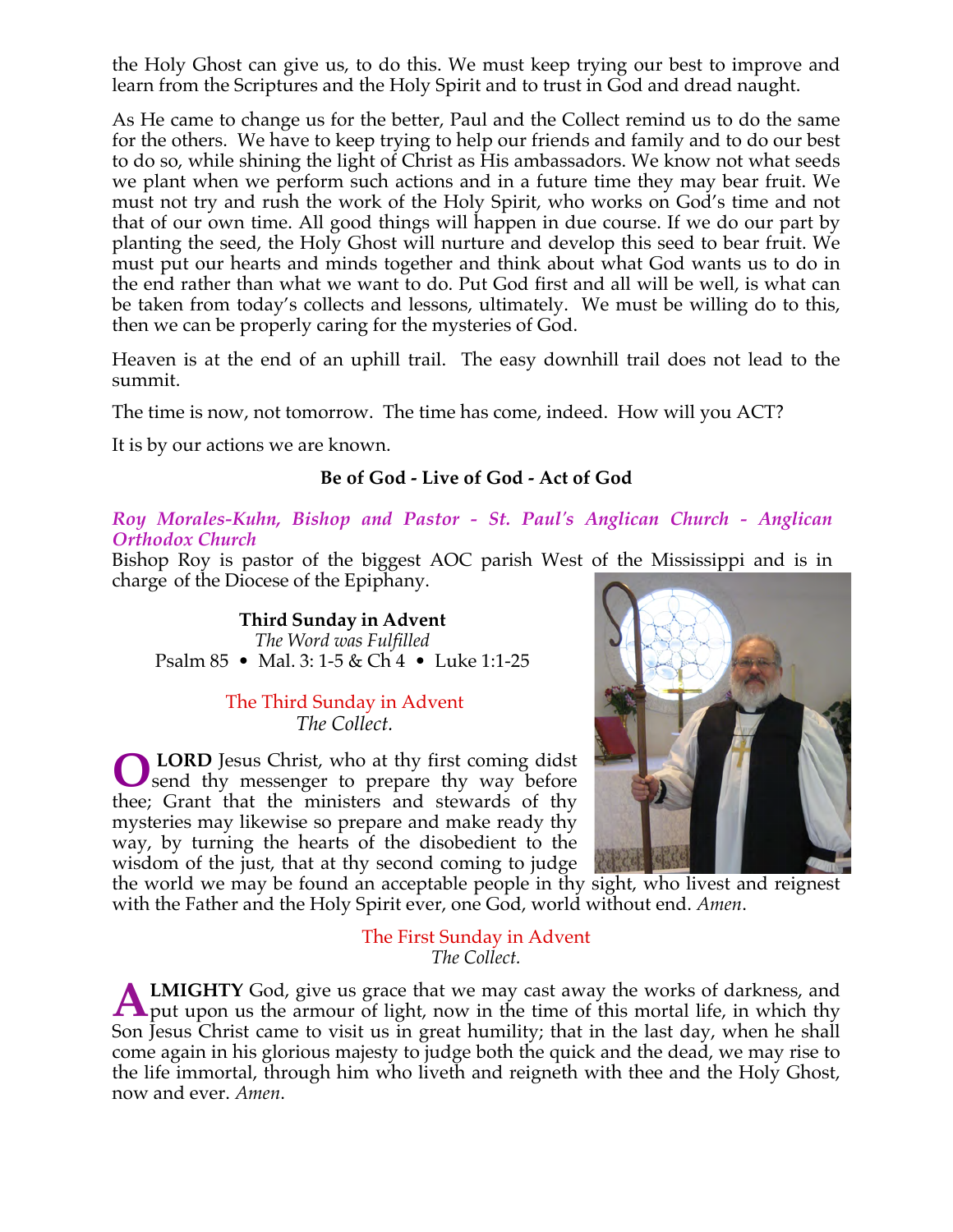the Holy Ghost can give us, to do this. We must keep trying our best to improve and learn from the Scriptures and the Holy Spirit and to trust in God and dread naught.

As He came to change us for the better, Paul and the Collect remind us to do the same for the others. We have to keep trying to help our friends and family and to do our best to do so, while shining the light of Christ as His ambassadors. We know not what seeds we plant when we perform such actions and in a future time they may bear fruit. We must not try and rush the work of the Holy Spirit, who works on God's time and not that of our own time. All good things will happen in due course. If we do our part by planting the seed, the Holy Ghost will nurture and develop this seed to bear fruit. We must put our hearts and minds together and think about what God wants us to do in the end rather than what we want to do. Put God first and all will be well, is what can be taken from today's collects and lessons, ultimately. We must be willing do to this, then we can be properly caring for the mysteries of God.

Heaven is at the end of an uphill trail. The easy downhill trail does not lead to the summit.

The time is now, not tomorrow. The time has come, indeed. How will you ACT?

It is by our actions we are known.

**Be of God - Live of God - Act of God**

***Roy Morales-Kuhn, Bishop and Pastor - St. Paul's Anglican Church - Anglican Orthodox Church***

Bishop Roy is pastor of the biggest AOC parish West of the Mississippi and is in charge of the Diocese of the Epiphany.

**Third Sunday in Advent**

*The Word was Fulfilled*

Psalm 85 • Mal. 3: 1-5 & Ch 4 • Luke 1:1-25

The Third Sunday in Advent

*The Collect.*

O **LORD** Jesus Christ, who at thy first coming didst send thy messenger to prepare thy way before thee; Grant that the ministers and stewards of thy mysteries may likewise so prepare and make ready thy way, by turning the hearts of the disobedient to the wisdom of the just, that at thy second coming to judge the world we may be found an acceptable people in thy sight, who livest and reignest with the Father and the Holy Spirit ever, one God, world without end. *Amen*.

The First Sunday in Advent

*The Collect.*

A**LMIGHTY** God, give us grace that we may cast away the works of darkness, and put upon us the armour of light, now in the time of this mortal life, in which thy Son Jesus Christ came to visit us in great humility; that in the last day, when he shall come again in his glorious majesty to judge both the quick and the dead, we may rise to the life immortal, through him who liveth and reigneth with thee and the Holy Ghost, now and ever. *Amen*.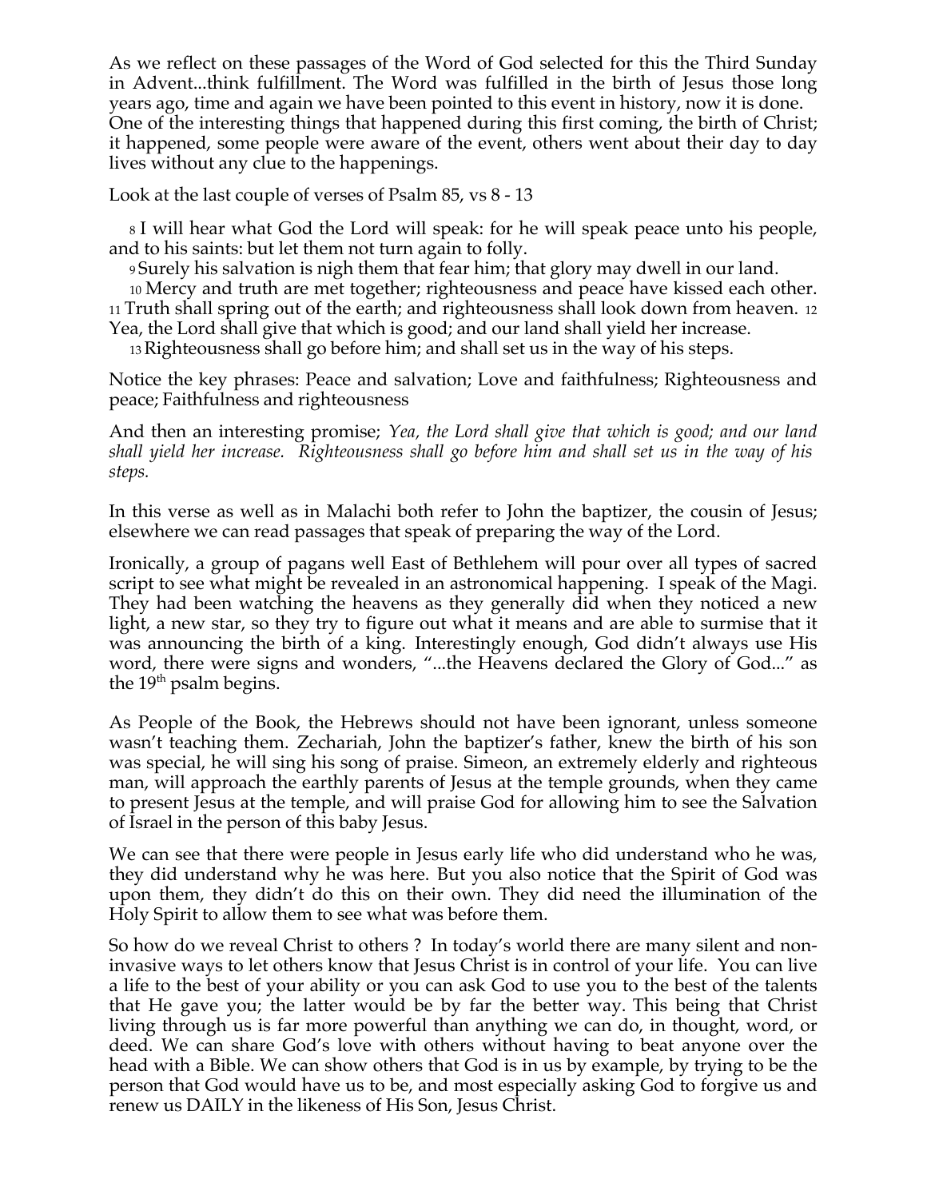As we reflect on these passages of the Word of God selected for this the Third Sunday in Advent...think fulfillment. The Word was fulfilled in the birth of Jesus those long years ago, time and again we have been pointed to this event in history, now it is done. One of the interesting things that happened during this first coming, the birth of Christ; it happened, some people were aware of the event, others went about their day to day lives without any clue to the happenings.

Look at the last couple of verses of Psalm 85, vs 8 - 13

8 I will hear what God the Lord will speak: for he will speak peace unto his people, and to his saints: but let them not turn again to folly.

9 Surely his salvation is nigh them that fear him; that glory may dwell in our land.

10 Mercy and truth are met together; righteousness and peace have kissed each other. 11 Truth shall spring out of the earth; and righteousness shall look down from heaven. 12 Yea, the Lord shall give that which is good; and our land shall yield her increase.

13 Righteousness shall go before him; and shall set us in the way of his steps.

Notice the key phrases: Peace and salvation; Love and faithfulness; Righteousness and peace; Faithfulness and righteousness

And then an interesting promise; *Yea, the Lord shall give that which is good; and our land shall yield her increase. Righteousness shall go before him and shall set us in the way of his steps.*

In this verse as well as in Malachi both refer to John the baptizer, the cousin of Jesus; elsewhere we can read passages that speak of preparing the way of the Lord.

Ironically, a group of pagans well East of Bethlehem will pour over all types of sacred script to see what might be revealed in an astronomical happening. I speak of the Magi. They had been watching the heavens as they generally did when they noticed a new light, a new star, so they try to figure out what it means and are able to surmise that it was announcing the birth of a king. Interestingly enough, God didn't always use His word, there were signs and wonders, "...the Heavens declared the Glory of God..." as the 19th psalm begins.

As People of the Book, the Hebrews should not have been ignorant, unless someone wasn't teaching them. Zechariah, John the baptizer's father, knew the birth of his son was special, he will sing his song of praise. Simeon, an extremely elderly and righteous man, will approach the earthly parents of Jesus at the temple grounds, when they came to present Jesus at the temple, and will praise God for allowing him to see the Salvation of Israel in the person of this baby Jesus.

We can see that there were people in Jesus early life who did understand who he was, they did understand why he was here. But you also notice that the Spirit of God was upon them, they didn't do this on their own. They did need the illumination of the Holy Spirit to allow them to see what was before them.

So how do we reveal Christ to others ? In today's world there are many silent and non-invasive ways to let others know that Jesus Christ is in control of your life. You can live a life to the best of your ability or you can ask God to use you to the best of the talents that He gave you; the latter would be by far the better way. This being that Christ living through us is far more powerful than anything we can do, in thought, word, or deed. We can share God's love with others without having to beat anyone over the head with a Bible. We can show others that God is in us by example, by trying to be the person that God would have us to be, and most especially asking God to forgive us and renew us DAILY in the likeness of His Son, Jesus Christ.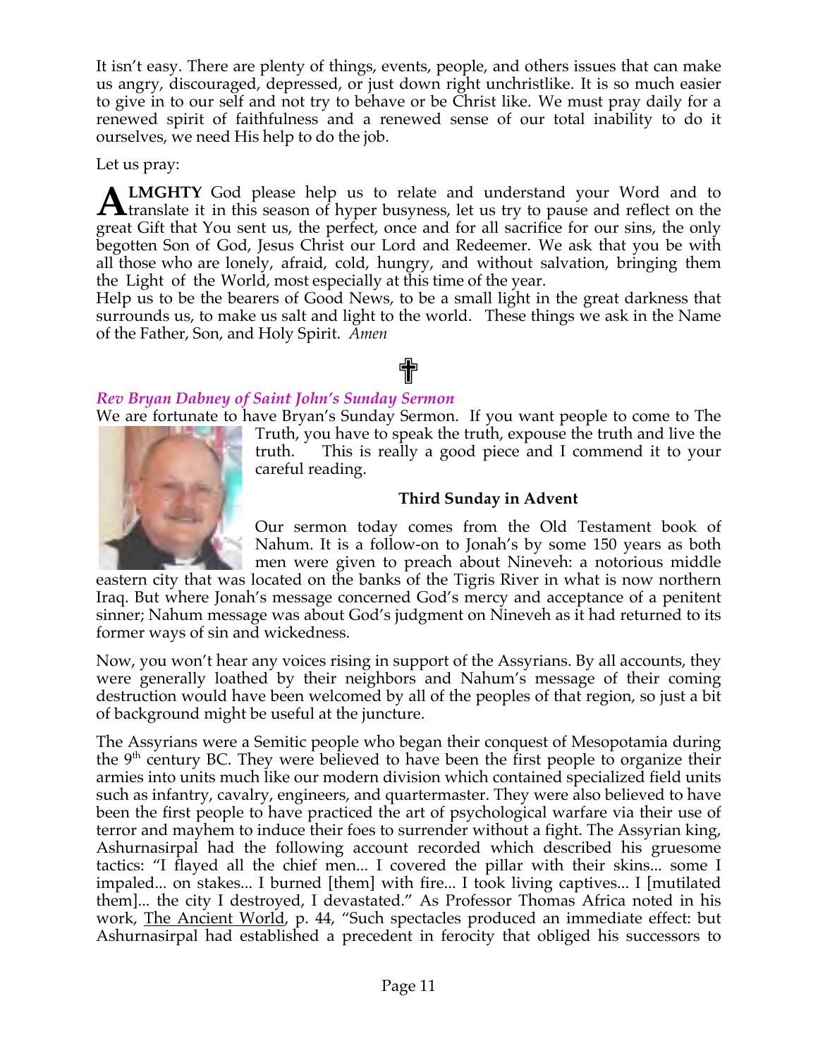It isn't easy. There are plenty of things, events, people, and others issues that can make us angry, discouraged, depressed, or just down right unchristlike. It is so much easier to give in to our self and not try to behave or be Christ like. We must pray daily for a renewed spirit of faithfulness and a renewed sense of our total inability to do it ourselves, we need His help to do the job.

Let us pray:

**ALMGHTY** God please help us to relate and understand your Word and to translate it in this season of hyper busyness, let us try to pause and reflect on the great Gift that You sent us, the perfect, once and for all sacrifice for our sins, the only begotten Son of God, Jesus Christ our Lord and Redeemer. We ask that you be with all those who are lonely, afraid, cold, hungry, and without salvation, bringing them the Light of the World, most especially at this time of the year.
Help us to be the bearers of Good News, to be a small light in the great darkness that surrounds us, to make us salt and light to the world. These things we ask in the Name of the Father, Son, and Holy Spirit. *Amen*

✝

### *Rev Bryan Dabney of Saint John's Sunday Sermon*

We are fortunate to have Bryan's Sunday Sermon. If you want people to come to The Truth, you have to speak the truth, expouse the truth and live the truth. This is really a good piece and I commend it to your careful reading.

**Third Sunday in Advent**

Our sermon today comes from the Old Testament book of Nahum. It is a follow-on to Jonah's by some 150 years as both men were given to preach about Nineveh: a notorious middle eastern city that was located on the banks of the Tigris River in what is now northern Iraq. But where Jonah's message concerned God's mercy and acceptance of a penitent sinner; Nahum message was about God's judgment on Nineveh as it had returned to its former ways of sin and wickedness.

Now, you won't hear any voices rising in support of the Assyrians. By all accounts, they were generally loathed by their neighbors and Nahum's message of their coming destruction would have been welcomed by all of the peoples of that region, so just a bit of background might be useful at the juncture.

The Assyrians were a Semitic people who began their conquest of Mesopotamia during the 9th century BC. They were believed to have been the first people to organize their armies into units much like our modern division which contained specialized field units such as infantry, cavalry, engineers, and quartermaster. They were also believed to have been the first people to have practiced the art of psychological warfare via their use of terror and mayhem to induce their foes to surrender without a fight. The Assyrian king, Ashurnasirpal had the following account recorded which described his gruesome tactics: "I flayed all the chief men... I covered the pillar with their skins... some I impaled... on stakes... I burned [them] with fire... I took living captives... I [mutilated them]... the city I destroyed, I devastated." As Professor Thomas Africa noted in his work, The Ancient World, p. 44, "Such spectacles produced an immediate effect: but Ashurnasirpal had established a precedent in ferocity that obliged his successors to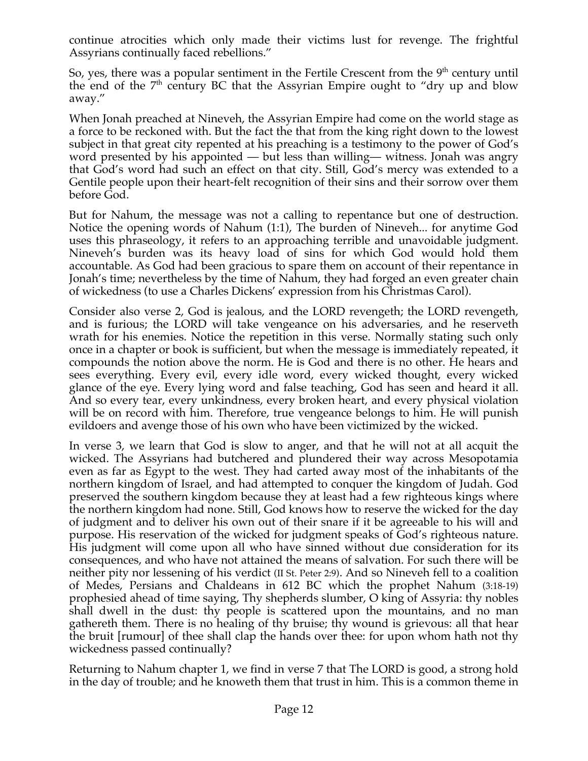continue atrocities which only made their victims lust for revenge. The frightful Assyrians continually faced rebellions."

So, yes, there was a popular sentiment in the Fertile Crescent from the 9th century until the end of the 7th century BC that the Assyrian Empire ought to "dry up and blow away."

When Jonah preached at Nineveh, the Assyrian Empire had come on the world stage as a force to be reckoned with. But the fact the that from the king right down to the lowest subject in that great city repented at his preaching is a testimony to the power of God's word presented by his appointed — but less than willing— witness. Jonah was angry that God's word had such an effect on that city. Still, God's mercy was extended to a Gentile people upon their heart-felt recognition of their sins and their sorrow over them before God.

But for Nahum, the message was not a calling to repentance but one of destruction. Notice the opening words of Nahum (1:1), The burden of Nineveh... for anytime God uses this phraseology, it refers to an approaching terrible and unavoidable judgment. Nineveh's burden was its heavy load of sins for which God would hold them accountable. As God had been gracious to spare them on account of their repentance in Jonah's time; nevertheless by the time of Nahum, they had forged an even greater chain of wickedness (to use a Charles Dickens' expression from his Christmas Carol).

Consider also verse 2, God is jealous, and the LORD revengeth; the LORD revengeth, and is furious; the LORD will take vengeance on his adversaries, and he reserveth wrath for his enemies. Notice the repetition in this verse. Normally stating such only once in a chapter or book is sufficient, but when the message is immediately repeated, it compounds the notion above the norm. He is God and there is no other. He hears and sees everything. Every evil, every idle word, every wicked thought, every wicked glance of the eye. Every lying word and false teaching, God has seen and heard it all. And so every tear, every unkindness, every broken heart, and every physical violation will be on record with him. Therefore, true vengeance belongs to him. He will punish evildoers and avenge those of his own who have been victimized by the wicked.

In verse 3, we learn that God is slow to anger, and that he will not at all acquit the wicked. The Assyrians had butchered and plundered their way across Mesopotamia even as far as Egypt to the west. They had carted away most of the inhabitants of the northern kingdom of Israel, and had attempted to conquer the kingdom of Judah. God preserved the southern kingdom because they at least had a few righteous kings where the northern kingdom had none. Still, God knows how to reserve the wicked for the day of judgment and to deliver his own out of their snare if it be agreeable to his will and purpose. His reservation of the wicked for judgment speaks of God's righteous nature. His judgment will come upon all who have sinned without due consideration for its consequences, and who have not attained the means of salvation. For such there will be neither pity nor lessening of his verdict (II St. Peter 2:9). And so Nineveh fell to a coalition of Medes, Persians and Chaldeans in 612 BC which the prophet Nahum (3:18-19) prophesied ahead of time saying, Thy shepherds slumber, O king of Assyria: thy nobles shall dwell in the dust: thy people is scattered upon the mountains, and no man gathereth them. There is no healing of thy bruise; thy wound is grievous: all that hear the bruit [rumour] of thee shall clap the hands over thee: for upon whom hath not thy wickedness passed continually?

Returning to Nahum chapter 1, we find in verse 7 that The LORD is good, a strong hold in the day of trouble; and he knoweth them that trust in him. This is a common theme in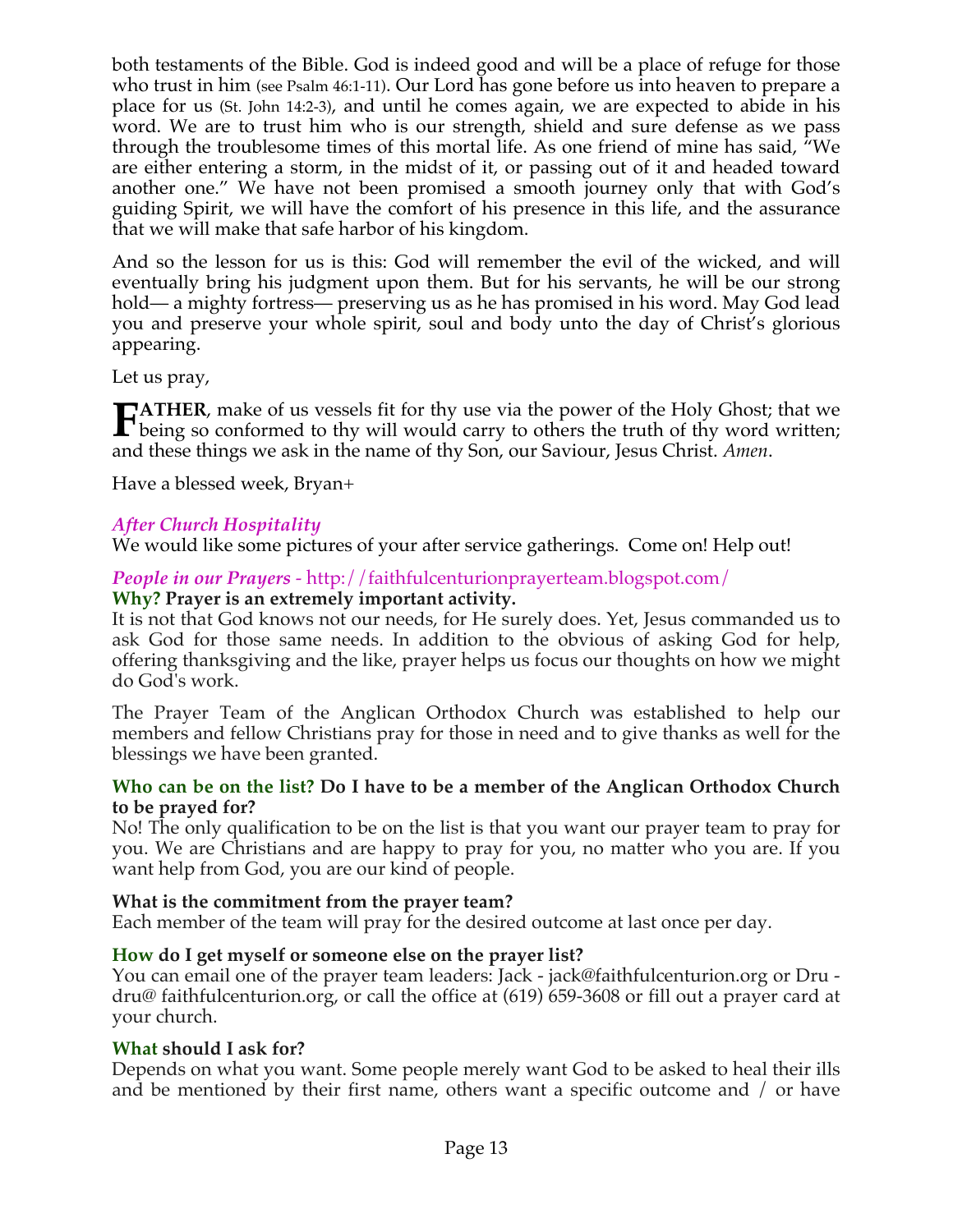both testaments of the Bible. God is indeed good and will be a place of refuge for those who trust in him (see Psalm 46:1-11). Our Lord has gone before us into heaven to prepare a place for us (St. John 14:2-3), and until he comes again, we are expected to abide in his word. We are to trust him who is our strength, shield and sure defense as we pass through the troublesome times of this mortal life. As one friend of mine has said, "We are either entering a storm, in the midst of it, or passing out of it and headed toward another one." We have not been promised a smooth journey only that with God's guiding Spirit, we will have the comfort of his presence in this life, and the assurance that we will make that safe harbor of his kingdom.

And so the lesson for us is this: God will remember the evil of the wicked, and will eventually bring his judgment upon them. But for his servants, he will be our strong hold— a mighty fortress— preserving us as he has promised in his word. May God lead you and preserve your whole spirit, soul and body unto the day of Christ's glorious appearing.

Let us pray,

**FATHER**, make of us vessels fit for thy use via the power of the Holy Ghost; that we being so conformed to thy will would carry to others the truth of thy word written; and these things we ask in the name of thy Son, our Saviour, Jesus Christ. *Amen*.

Have a blessed week, Bryan+

### *After Church Hospitality*

We would like some pictures of your after service gatherings. Come on! Help out!

### *People in our Prayers* - http://faithfulcenturionprayerteam.blogspot.com/

**Why? Prayer is an extremely important activity.**

It is not that God knows not our needs, for He surely does. Yet, Jesus commanded us to ask God for those same needs. In addition to the obvious of asking God for help, offering thanksgiving and the like, prayer helps us focus our thoughts on how we might do God's work.

The Prayer Team of the Anglican Orthodox Church was established to help our members and fellow Christians pray for those in need and to give thanks as well for the blessings we have been granted.

**Who can be on the list? Do I have to be a member of the Anglican Orthodox Church to be prayed for?**

No! The only qualification to be on the list is that you want our prayer team to pray for you. We are Christians and are happy to pray for you, no matter who you are. If you want help from God, you are our kind of people.

**What is the commitment from the prayer team?**

Each member of the team will pray for the desired outcome at last once per day.

**How do I get myself or someone else on the prayer list?**

You can email one of the prayer team leaders: Jack - jack@faithfulcenturion.org or Dru - dru@ faithfulcenturion.org, or call the office at (619) 659-3608 or fill out a prayer card at your church.

**What should I ask for?**

Depends on what you want. Some people merely want God to be asked to heal their ills and be mentioned by their first name, others want a specific outcome and / or have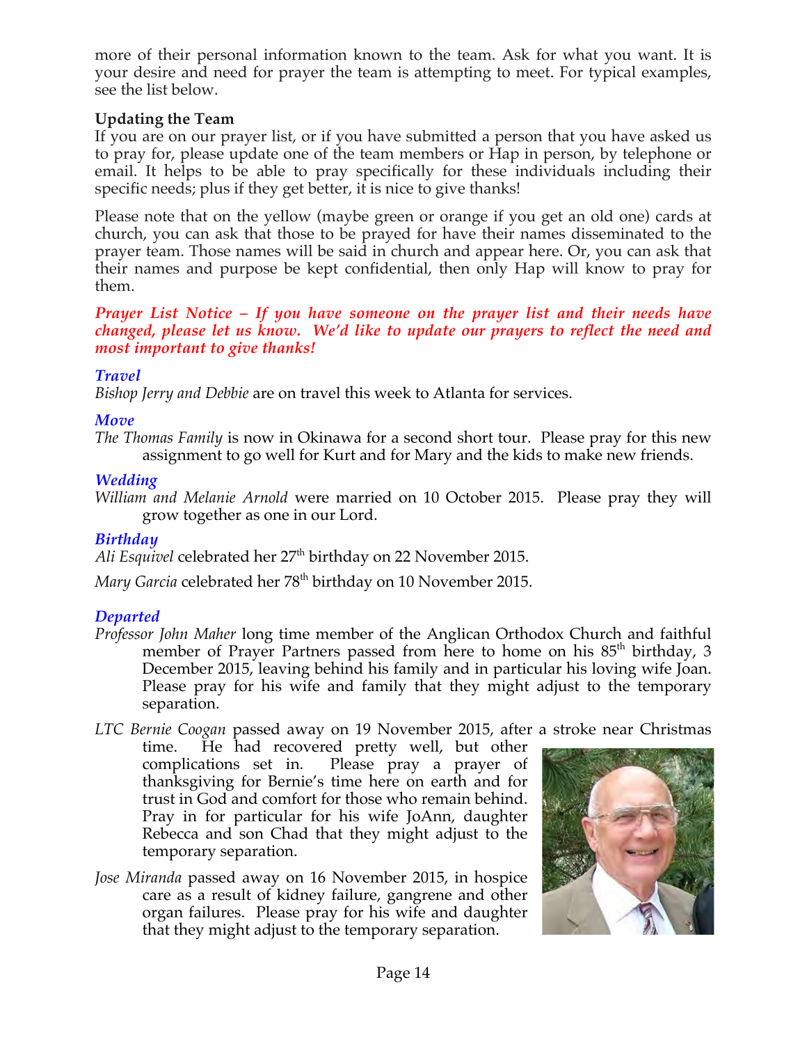more of their personal information known to the team. Ask for what you want. It is your desire and need for prayer the team is attempting to meet. For typical examples, see the list below.

**Updating the Team**

If you are on our prayer list, or if you have submitted a person that you have asked us to pray for, please update one of the team members or Hap in person, by telephone or email. It helps to be able to pray specifically for these individuals including their specific needs; plus if they get better, it is nice to give thanks!

Please note that on the yellow (maybe green or orange if you get an old one) cards at church, you can ask that those to be prayed for have their names disseminated to the prayer team. Those names will be said in church and appear here. Or, you can ask that their names and purpose be kept confidential, then only Hap will know to pray for them.

***Prayer List Notice – If you have someone on the prayer list and their needs have changed, please let us know. We'd like to update our prayers to reflect the need and most important to give thanks!***

***Travel***

*Bishop Jerry and Debbie* are on travel this week to Atlanta for services.

***Move***

*The Thomas Family* is now in Okinawa for a second short tour. Please pray for this new assignment to go well for Kurt and for Mary and the kids to make new friends.

***Wedding***

*William and Melanie Arnold* were married on 10 October 2015. Please pray they will grow together as one in our Lord.

***Birthday***

*Ali Esquivel* celebrated her 27th birthday on 22 November 2015.

*Mary Garcia* celebrated her 78th birthday on 10 November 2015.

***Departed***

*Professor John Maher* long time member of the Anglican Orthodox Church and faithful member of Prayer Partners passed from here to home on his 85th birthday, 3 December 2015, leaving behind his family and in particular his loving wife Joan. Please pray for his wife and family that they might adjust to the temporary separation.

*LTC Bernie Coogan* passed away on 19 November 2015, after a stroke near Christmas time. He had recovered pretty well, but other complications set in. Please pray a prayer of thanksgiving for Bernie's time here on earth and for trust in God and comfort for those who remain behind. Pray in for particular for his wife JoAnn, daughter Rebecca and son Chad that they might adjust to the temporary separation.

*Jose Miranda* passed away on 16 November 2015, in hospice care as a result of kidney failure, gangrene and other organ failures. Please pray for his wife and daughter that they might adjust to the temporary separation.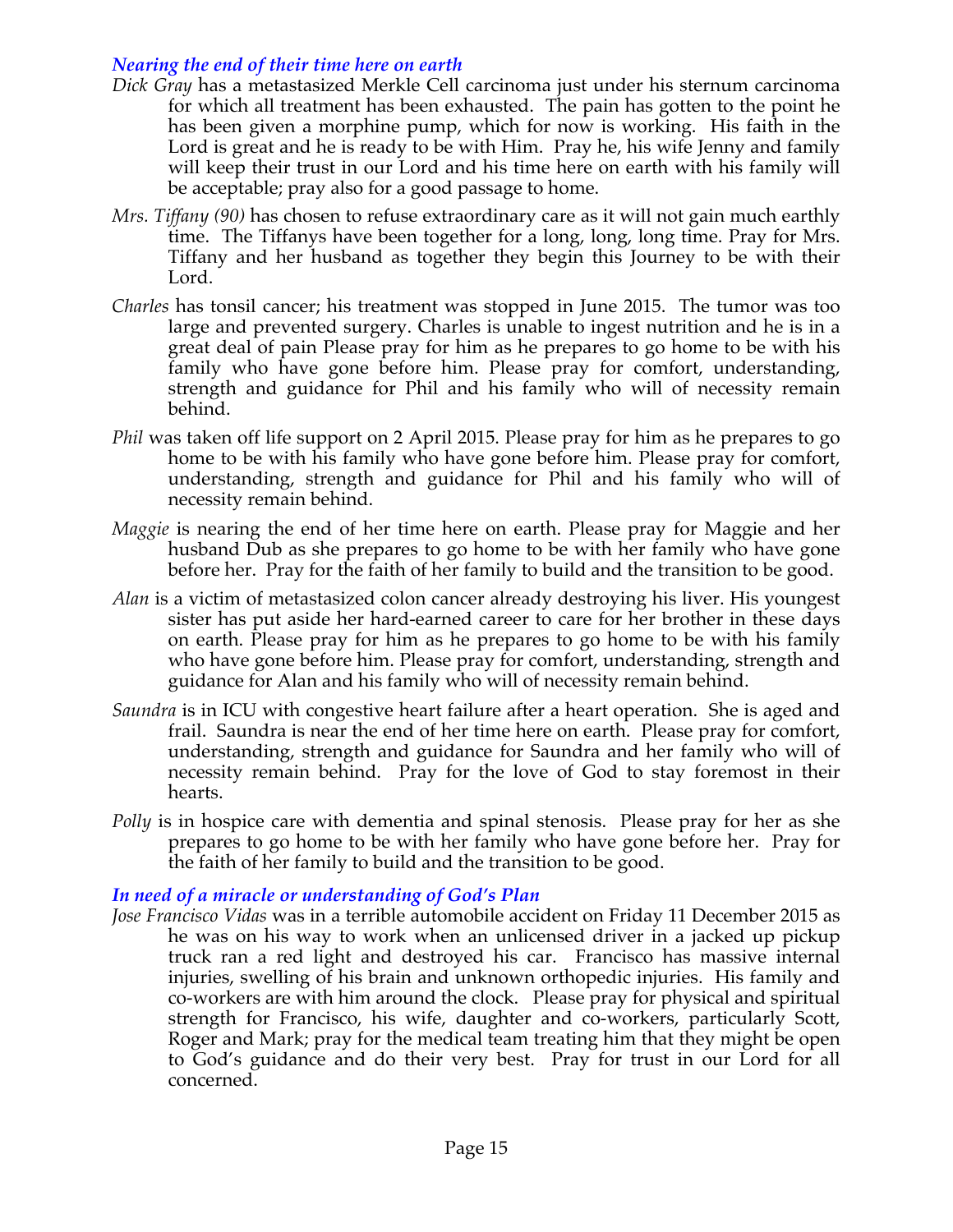### *Nearing the end of their time here on earth*

*Dick Gray* has a metastasized Merkle Cell carcinoma just under his sternum carcinoma for which all treatment has been exhausted. The pain has gotten to the point he has been given a morphine pump, which for now is working. His faith in the Lord is great and he is ready to be with Him. Pray he, his wife Jenny and family will keep their trust in our Lord and his time here on earth with his family will be acceptable; pray also for a good passage to home.

*Mrs. Tiffany (90)* has chosen to refuse extraordinary care as it will not gain much earthly time. The Tiffanys have been together for a long, long, long time. Pray for Mrs. Tiffany and her husband as together they begin this Journey to be with their Lord.

*Charles* has tonsil cancer; his treatment was stopped in June 2015. The tumor was too large and prevented surgery. Charles is unable to ingest nutrition and he is in a great deal of pain Please pray for him as he prepares to go home to be with his family who have gone before him. Please pray for comfort, understanding, strength and guidance for Phil and his family who will of necessity remain behind.

*Phil* was taken off life support on 2 April 2015. Please pray for him as he prepares to go home to be with his family who have gone before him. Please pray for comfort, understanding, strength and guidance for Phil and his family who will of necessity remain behind.

*Maggie* is nearing the end of her time here on earth. Please pray for Maggie and her husband Dub as she prepares to go home to be with her family who have gone before her. Pray for the faith of her family to build and the transition to be good.

*Alan* is a victim of metastasized colon cancer already destroying his liver. His youngest sister has put aside her hard-earned career to care for her brother in these days on earth. Please pray for him as he prepares to go home to be with his family who have gone before him. Please pray for comfort, understanding, strength and guidance for Alan and his family who will of necessity remain behind.

*Saundra* is in ICU with congestive heart failure after a heart operation. She is aged and frail. Saundra is near the end of her time here on earth. Please pray for comfort, understanding, strength and guidance for Saundra and her family who will of necessity remain behind. Pray for the love of God to stay foremost in their hearts.

*Polly* is in hospice care with dementia and spinal stenosis. Please pray for her as she prepares to go home to be with her family who have gone before her. Pray for the faith of her family to build and the transition to be good.

### *In need of a miracle or understanding of God's Plan*

*Jose Francisco Vidas* was in a terrible automobile accident on Friday 11 December 2015 as he was on his way to work when an unlicensed driver in a jacked up pickup truck ran a red light and destroyed his car. Francisco has massive internal injuries, swelling of his brain and unknown orthopedic injuries. His family and co-workers are with him around the clock. Please pray for physical and spiritual strength for Francisco, his wife, daughter and co-workers, particularly Scott, Roger and Mark; pray for the medical team treating him that they might be open to God's guidance and do their very best. Pray for trust in our Lord for all concerned.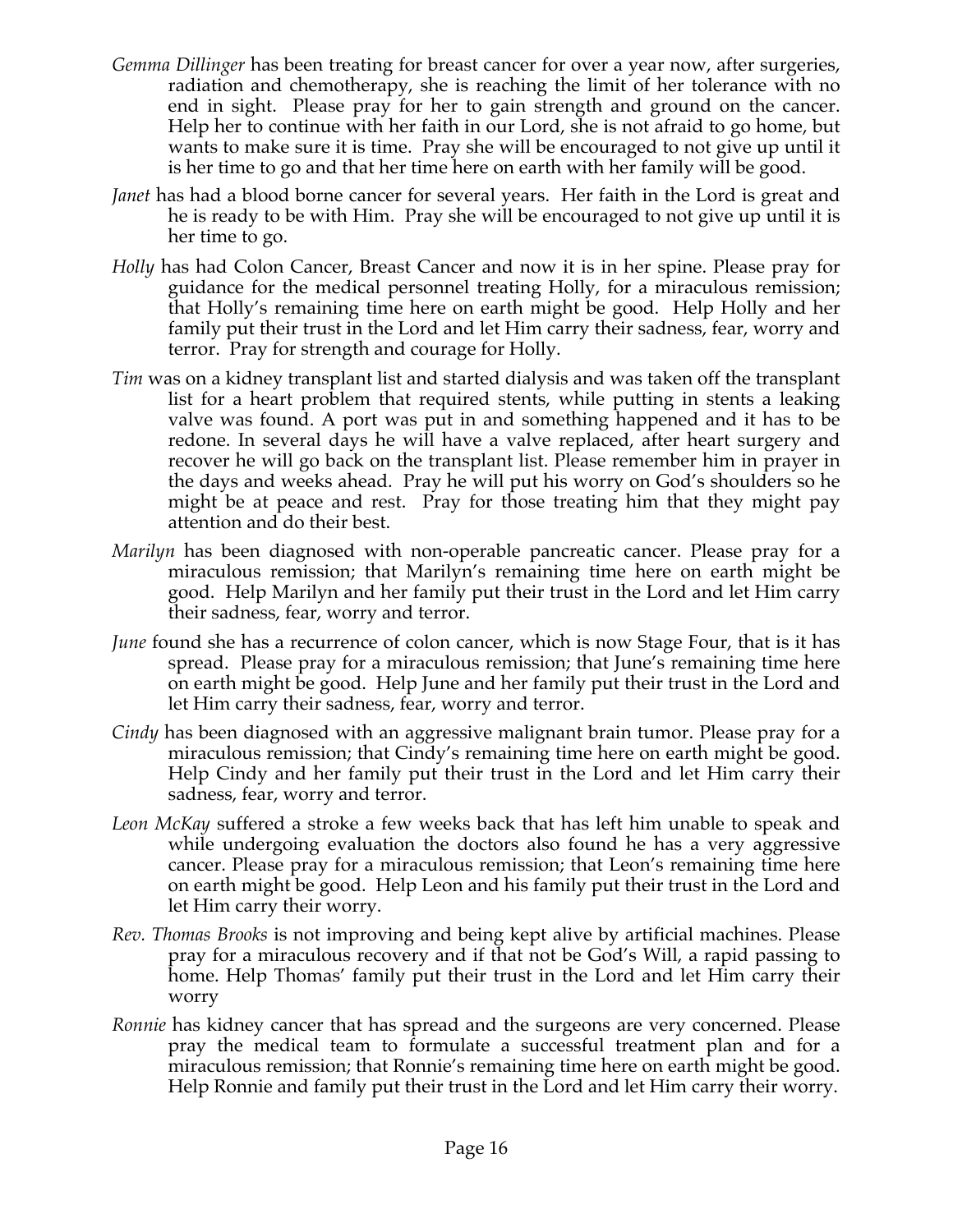*Gemma Dillinger* has been treating for breast cancer for over a year now, after surgeries, radiation and chemotherapy, she is reaching the limit of her tolerance with no end in sight. Please pray for her to gain strength and ground on the cancer. Help her to continue with her faith in our Lord, she is not afraid to go home, but wants to make sure it is time. Pray she will be encouraged to not give up until it is her time to go and that her time here on earth with her family will be good.

*Janet* has had a blood borne cancer for several years. Her faith in the Lord is great and he is ready to be with Him. Pray she will be encouraged to not give up until it is her time to go.

*Holly* has had Colon Cancer, Breast Cancer and now it is in her spine. Please pray for guidance for the medical personnel treating Holly, for a miraculous remission; that Holly's remaining time here on earth might be good. Help Holly and her family put their trust in the Lord and let Him carry their sadness, fear, worry and terror. Pray for strength and courage for Holly.

*Tim* was on a kidney transplant list and started dialysis and was taken off the transplant list for a heart problem that required stents, while putting in stents a leaking valve was found. A port was put in and something happened and it has to be redone. In several days he will have a valve replaced, after heart surgery and recover he will go back on the transplant list. Please remember him in prayer in the days and weeks ahead. Pray he will put his worry on God's shoulders so he might be at peace and rest. Pray for those treating him that they might pay attention and do their best.

*Marilyn* has been diagnosed with non-operable pancreatic cancer. Please pray for a miraculous remission; that Marilyn's remaining time here on earth might be good. Help Marilyn and her family put their trust in the Lord and let Him carry their sadness, fear, worry and terror.

*June* found she has a recurrence of colon cancer, which is now Stage Four, that is it has spread. Please pray for a miraculous remission; that June's remaining time here on earth might be good. Help June and her family put their trust in the Lord and let Him carry their sadness, fear, worry and terror.

*Cindy* has been diagnosed with an aggressive malignant brain tumor. Please pray for a miraculous remission; that Cindy's remaining time here on earth might be good. Help Cindy and her family put their trust in the Lord and let Him carry their sadness, fear, worry and terror.

*Leon McKay* suffered a stroke a few weeks back that has left him unable to speak and while undergoing evaluation the doctors also found he has a very aggressive cancer. Please pray for a miraculous remission; that Leon's remaining time here on earth might be good. Help Leon and his family put their trust in the Lord and let Him carry their worry.

*Rev. Thomas Brooks* is not improving and being kept alive by artificial machines. Please pray for a miraculous recovery and if that not be God's Will, a rapid passing to home. Help Thomas' family put their trust in the Lord and let Him carry their worry

*Ronnie* has kidney cancer that has spread and the surgeons are very concerned. Please pray the medical team to formulate a successful treatment plan and for a miraculous remission; that Ronnie's remaining time here on earth might be good. Help Ronnie and family put their trust in the Lord and let Him carry their worry.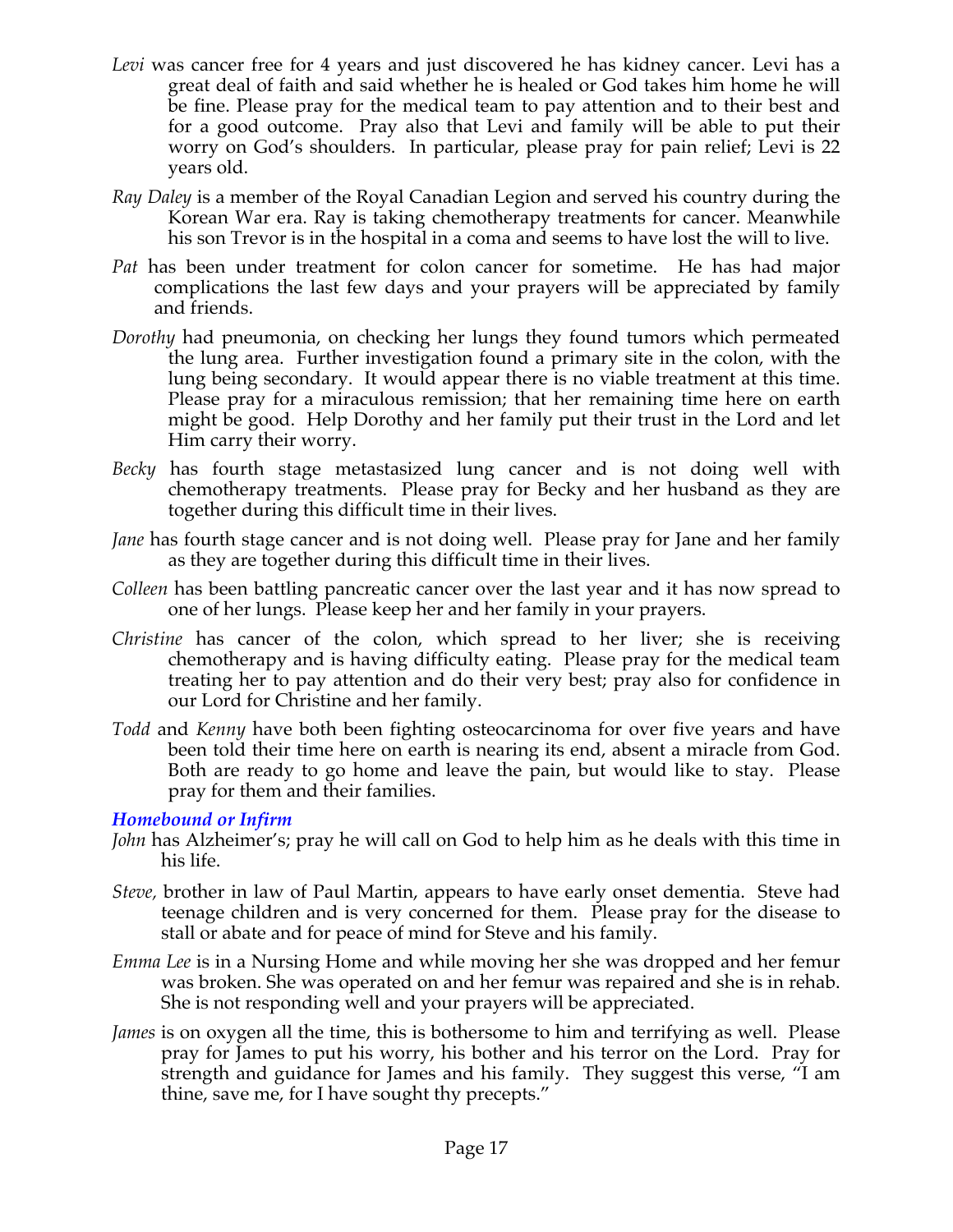*Levi* was cancer free for 4 years and just discovered he has kidney cancer. Levi has a great deal of faith and said whether he is healed or God takes him home he will be fine. Please pray for the medical team to pay attention and to their best and for a good outcome. Pray also that Levi and family will be able to put their worry on God's shoulders. In particular, please pray for pain relief; Levi is 22 years old.

*Ray Daley* is a member of the Royal Canadian Legion and served his country during the Korean War era. Ray is taking chemotherapy treatments for cancer. Meanwhile his son Trevor is in the hospital in a coma and seems to have lost the will to live.

*Pat* has been under treatment for colon cancer for sometime. He has had major complications the last few days and your prayers will be appreciated by family and friends.

*Dorothy* had pneumonia, on checking her lungs they found tumors which permeated the lung area. Further investigation found a primary site in the colon, with the lung being secondary. It would appear there is no viable treatment at this time. Please pray for a miraculous remission; that her remaining time here on earth might be good. Help Dorothy and her family put their trust in the Lord and let Him carry their worry.

*Becky* has fourth stage metastasized lung cancer and is not doing well with chemotherapy treatments. Please pray for Becky and her husband as they are together during this difficult time in their lives.

*Jane* has fourth stage cancer and is not doing well. Please pray for Jane and her family as they are together during this difficult time in their lives.

*Colleen* has been battling pancreatic cancer over the last year and it has now spread to one of her lungs. Please keep her and her family in your prayers.

*Christine* has cancer of the colon, which spread to her liver; she is receiving chemotherapy and is having difficulty eating. Please pray for the medical team treating her to pay attention and do their very best; pray also for confidence in our Lord for Christine and her family.

*Todd* and *Kenny* have both been fighting osteocarcinoma for over five years and have been told their time here on earth is nearing its end, absent a miracle from God. Both are ready to go home and leave the pain, but would like to stay. Please pray for them and their families.

### *Homebound or Infirm*

*John* has Alzheimer's; pray he will call on God to help him as he deals with this time in his life.

*Steve,* brother in law of Paul Martin, appears to have early onset dementia. Steve had teenage children and is very concerned for them. Please pray for the disease to stall or abate and for peace of mind for Steve and his family.

*Emma Lee* is in a Nursing Home and while moving her she was dropped and her femur was broken. She was operated on and her femur was repaired and she is in rehab. She is not responding well and your prayers will be appreciated.

*James* is on oxygen all the time, this is bothersome to him and terrifying as well. Please pray for James to put his worry, his bother and his terror on the Lord. Pray for strength and guidance for James and his family. They suggest this verse, "I am thine, save me, for I have sought thy precepts."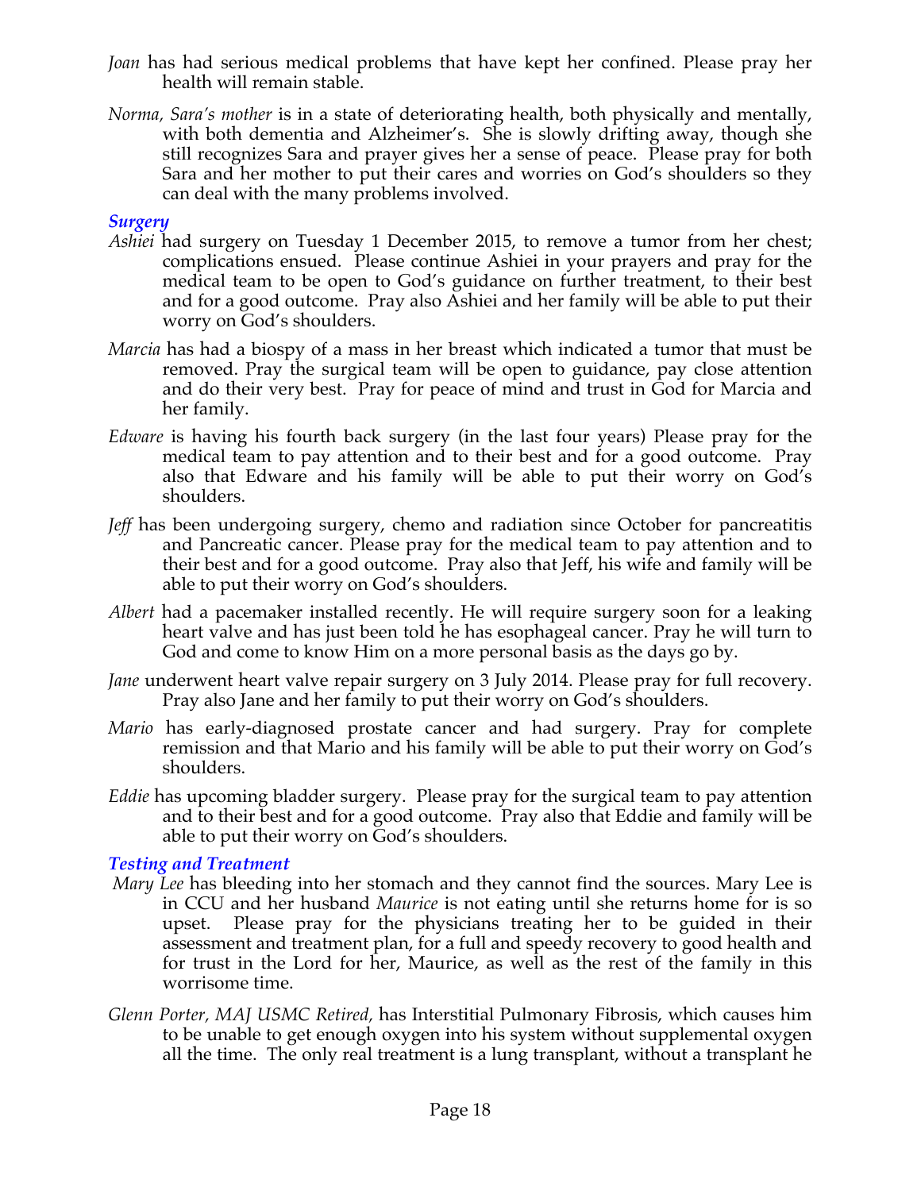*Joan* has had serious medical problems that have kept her confined. Please pray her health will remain stable.

*Norma, Sara's mother* is in a state of deteriorating health, both physically and mentally, with both dementia and Alzheimer's. She is slowly drifting away, though she still recognizes Sara and prayer gives her a sense of peace. Please pray for both Sara and her mother to put their cares and worries on God's shoulders so they can deal with the many problems involved.

### *Surgery*

*Ashiei* had surgery on Tuesday 1 December 2015, to remove a tumor from her chest; complications ensued. Please continue Ashiei in your prayers and pray for the medical team to be open to God's guidance on further treatment, to their best and for a good outcome. Pray also Ashiei and her family will be able to put their worry on God's shoulders.

*Marcia* has had a biospy of a mass in her breast which indicated a tumor that must be removed. Pray the surgical team will be open to guidance, pay close attention and do their very best. Pray for peace of mind and trust in God for Marcia and her family.

*Edware* is having his fourth back surgery (in the last four years) Please pray for the medical team to pay attention and to their best and for a good outcome. Pray also that Edware and his family will be able to put their worry on God's shoulders.

*Jeff* has been undergoing surgery, chemo and radiation since October for pancreatitis and Pancreatic cancer. Please pray for the medical team to pay attention and to their best and for a good outcome. Pray also that Jeff, his wife and family will be able to put their worry on God's shoulders.

*Albert* had a pacemaker installed recently. He will require surgery soon for a leaking heart valve and has just been told he has esophageal cancer. Pray he will turn to God and come to know Him on a more personal basis as the days go by.

*Jane* underwent heart valve repair surgery on 3 July 2014. Please pray for full recovery. Pray also Jane and her family to put their worry on God's shoulders.

*Mario* has early-diagnosed prostate cancer and had surgery. Pray for complete remission and that Mario and his family will be able to put their worry on God's shoulders.

*Eddie* has upcoming bladder surgery. Please pray for the surgical team to pay attention and to their best and for a good outcome. Pray also that Eddie and family will be able to put their worry on God's shoulders.

### *Testing and Treatment*

*Mary Lee* has bleeding into her stomach and they cannot find the sources. Mary Lee is in CCU and her husband *Maurice* is not eating until she returns home for is so upset. Please pray for the physicians treating her to be guided in their assessment and treatment plan, for a full and speedy recovery to good health and for trust in the Lord for her, Maurice, as well as the rest of the family in this worrisome time.

*Glenn Porter, MAJ USMC Retired,* has Interstitial Pulmonary Fibrosis, which causes him to be unable to get enough oxygen into his system without supplemental oxygen all the time. The only real treatment is a lung transplant, without a transplant he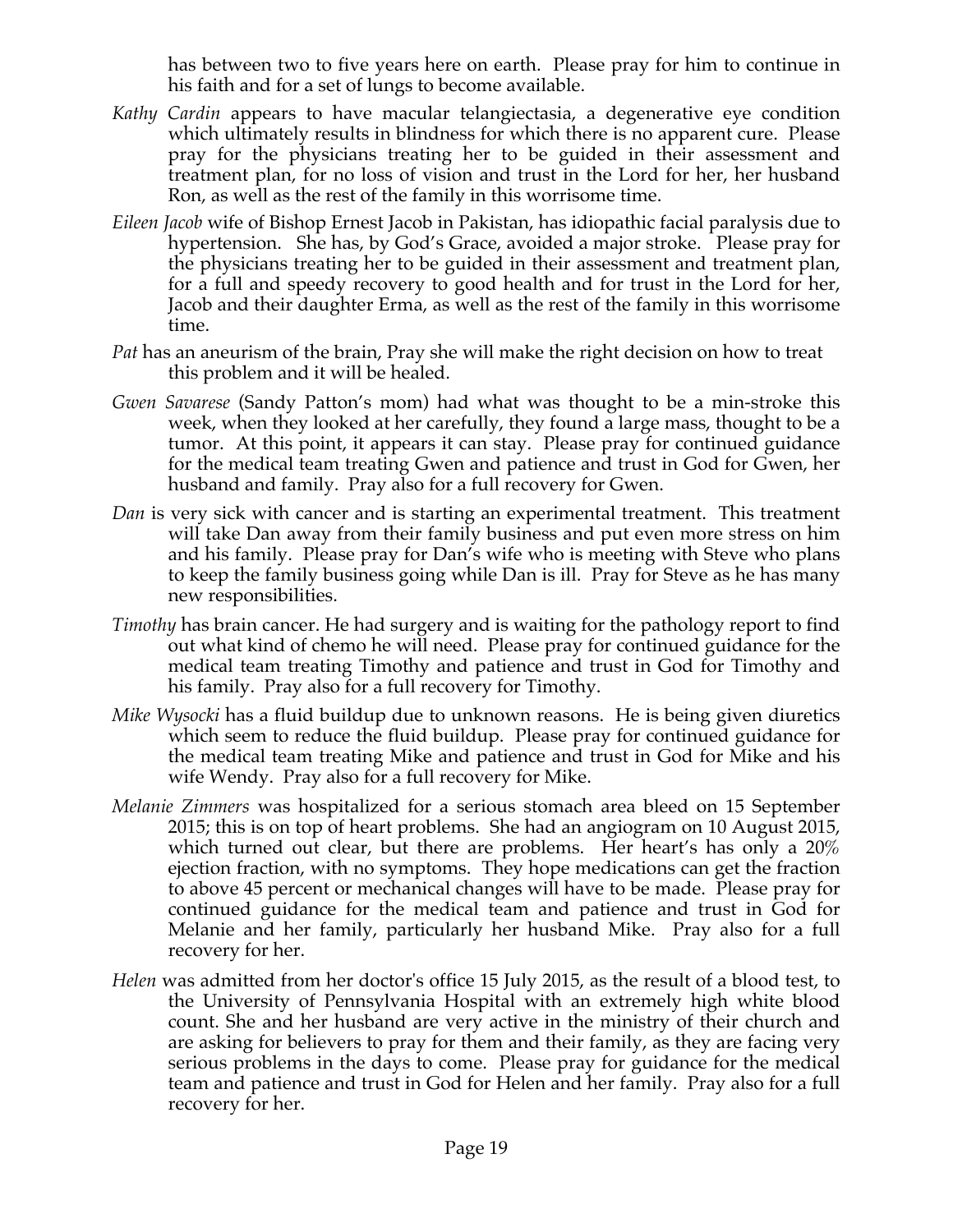has between two to five years here on earth. Please pray for him to continue in his faith and for a set of lungs to become available.

*Kathy Cardin* appears to have macular telangiectasia, a degenerative eye condition which ultimately results in blindness for which there is no apparent cure. Please pray for the physicians treating her to be guided in their assessment and treatment plan, for no loss of vision and trust in the Lord for her, her husband Ron, as well as the rest of the family in this worrisome time.

*Eileen Jacob* wife of Bishop Ernest Jacob in Pakistan, has idiopathic facial paralysis due to hypertension. She has, by God's Grace, avoided a major stroke. Please pray for the physicians treating her to be guided in their assessment and treatment plan, for a full and speedy recovery to good health and for trust in the Lord for her, Jacob and their daughter Erma, as well as the rest of the family in this worrisome time.

*Pat* has an aneurism of the brain, Pray she will make the right decision on how to treat this problem and it will be healed.

*Gwen Savarese* (Sandy Patton's mom) had what was thought to be a min-stroke this week, when they looked at her carefully, they found a large mass, thought to be a tumor. At this point, it appears it can stay. Please pray for continued guidance for the medical team treating Gwen and patience and trust in God for Gwen, her husband and family. Pray also for a full recovery for Gwen.

*Dan* is very sick with cancer and is starting an experimental treatment. This treatment will take Dan away from their family business and put even more stress on him and his family. Please pray for Dan's wife who is meeting with Steve who plans to keep the family business going while Dan is ill. Pray for Steve as he has many new responsibilities.

*Timothy* has brain cancer. He had surgery and is waiting for the pathology report to find out what kind of chemo he will need. Please pray for continued guidance for the medical team treating Timothy and patience and trust in God for Timothy and his family. Pray also for a full recovery for Timothy.

*Mike Wysocki* has a fluid buildup due to unknown reasons. He is being given diuretics which seem to reduce the fluid buildup. Please pray for continued guidance for the medical team treating Mike and patience and trust in God for Mike and his wife Wendy. Pray also for a full recovery for Mike.

*Melanie Zimmers* was hospitalized for a serious stomach area bleed on 15 September 2015; this is on top of heart problems. She had an angiogram on 10 August 2015, which turned out clear, but there are problems. Her heart's has only a 20% ejection fraction, with no symptoms. They hope medications can get the fraction to above 45 percent or mechanical changes will have to be made. Please pray for continued guidance for the medical team and patience and trust in God for Melanie and her family, particularly her husband Mike. Pray also for a full recovery for her.

*Helen* was admitted from her doctor's office 15 July 2015, as the result of a blood test, to the University of Pennsylvania Hospital with an extremely high white blood count. She and her husband are very active in the ministry of their church and are asking for believers to pray for them and their family, as they are facing very serious problems in the days to come. Please pray for guidance for the medical team and patience and trust in God for Helen and her family. Pray also for a full recovery for her.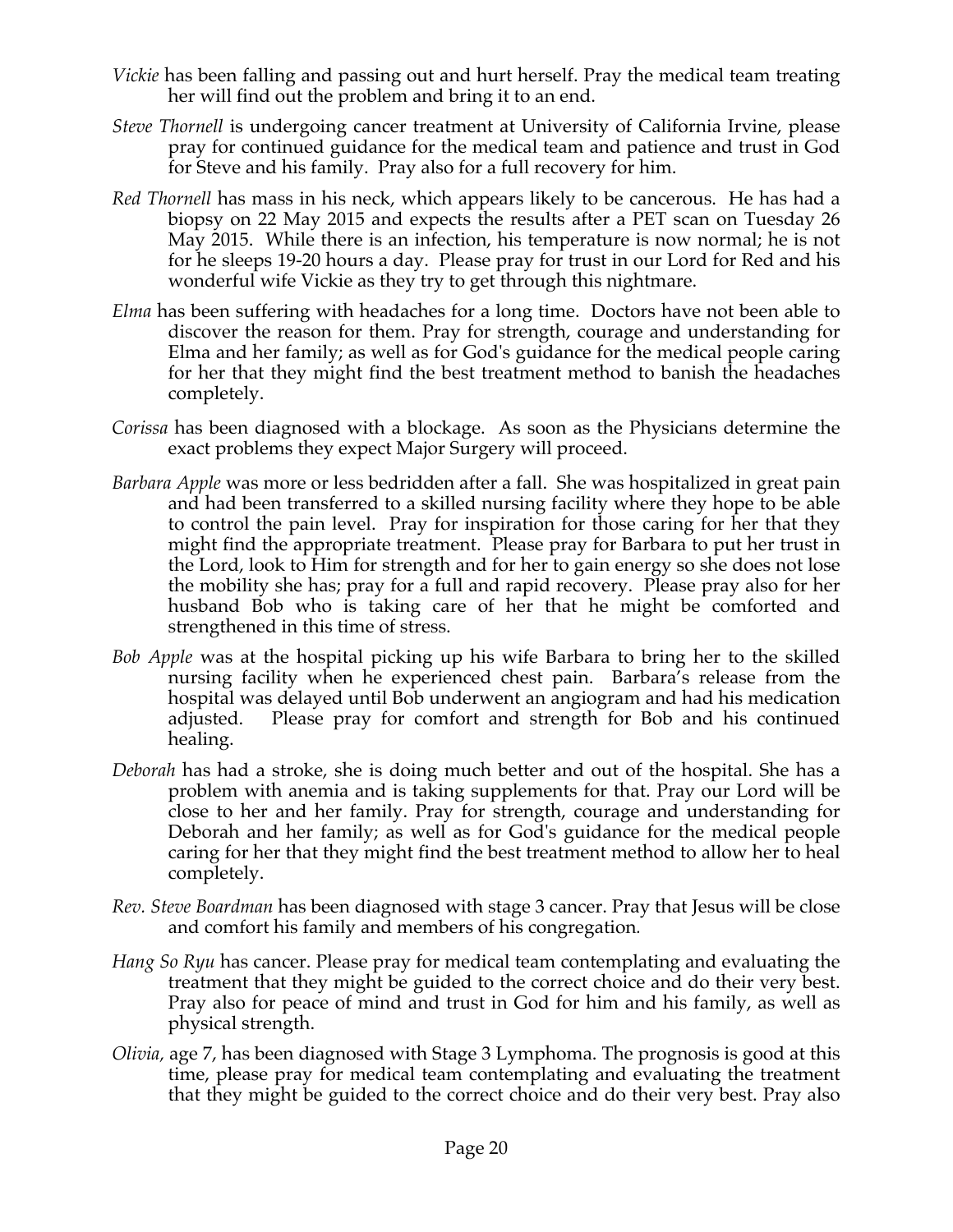*Vickie* has been falling and passing out and hurt herself. Pray the medical team treating her will find out the problem and bring it to an end.

*Steve Thornell* is undergoing cancer treatment at University of California Irvine, please pray for continued guidance for the medical team and patience and trust in God for Steve and his family. Pray also for a full recovery for him.

*Red Thornell* has mass in his neck, which appears likely to be cancerous. He has had a biopsy on 22 May 2015 and expects the results after a PET scan on Tuesday 26 May 2015. While there is an infection, his temperature is now normal; he is not for he sleeps 19-20 hours a day. Please pray for trust in our Lord for Red and his wonderful wife Vickie as they try to get through this nightmare.

*Elma* has been suffering with headaches for a long time. Doctors have not been able to discover the reason for them. Pray for strength, courage and understanding for Elma and her family; as well as for God's guidance for the medical people caring for her that they might find the best treatment method to banish the headaches completely.

*Corissa* has been diagnosed with a blockage. As soon as the Physicians determine the exact problems they expect Major Surgery will proceed.

*Barbara Apple* was more or less bedridden after a fall. She was hospitalized in great pain and had been transferred to a skilled nursing facility where they hope to be able to control the pain level. Pray for inspiration for those caring for her that they might find the appropriate treatment. Please pray for Barbara to put her trust in the Lord, look to Him for strength and for her to gain energy so she does not lose the mobility she has; pray for a full and rapid recovery. Please pray also for her husband Bob who is taking care of her that he might be comforted and strengthened in this time of stress.

*Bob Apple* was at the hospital picking up his wife Barbara to bring her to the skilled nursing facility when he experienced chest pain. Barbara's release from the hospital was delayed until Bob underwent an angiogram and had his medication adjusted. Please pray for comfort and strength for Bob and his continued healing.

*Deborah* has had a stroke, she is doing much better and out of the hospital. She has a problem with anemia and is taking supplements for that. Pray our Lord will be close to her and her family. Pray for strength, courage and understanding for Deborah and her family; as well as for God's guidance for the medical people caring for her that they might find the best treatment method to allow her to heal completely.

*Rev. Steve Boardman* has been diagnosed with stage 3 cancer. Pray that Jesus will be close and comfort his family and members of his congregation.

*Hang So Ryu* has cancer. Please pray for medical team contemplating and evaluating the treatment that they might be guided to the correct choice and do their very best. Pray also for peace of mind and trust in God for him and his family, as well as physical strength.

*Olivia,* age 7, has been diagnosed with Stage 3 Lymphoma. The prognosis is good at this time, please pray for medical team contemplating and evaluating the treatment that they might be guided to the correct choice and do their very best. Pray also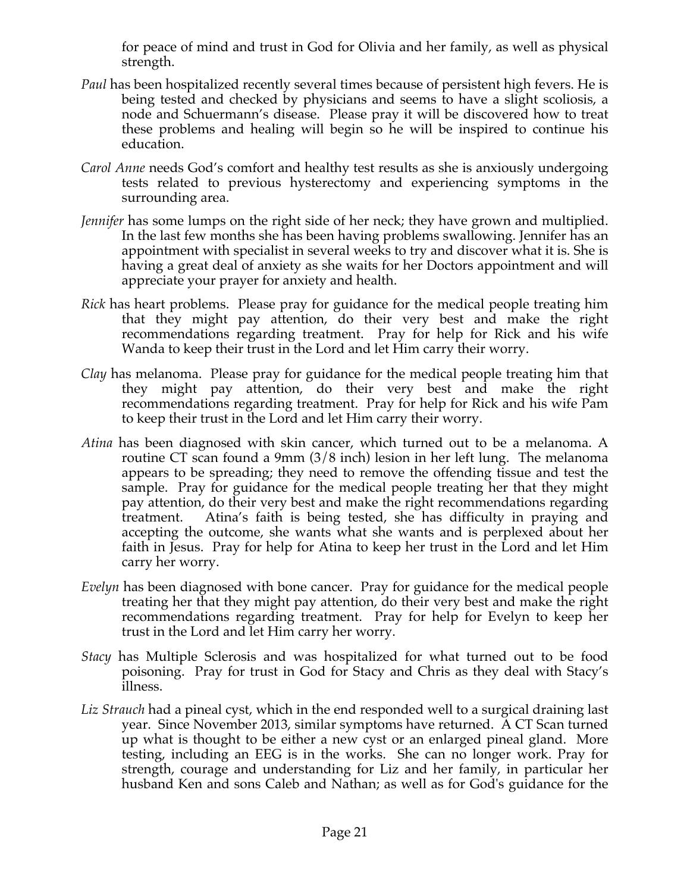for peace of mind and trust in God for Olivia and her family, as well as physical strength.

*Paul* has been hospitalized recently several times because of persistent high fevers. He is being tested and checked by physicians and seems to have a slight scoliosis, a node and Schuermann's disease. Please pray it will be discovered how to treat these problems and healing will begin so he will be inspired to continue his education.

*Carol Anne* needs God's comfort and healthy test results as she is anxiously undergoing tests related to previous hysterectomy and experiencing symptoms in the surrounding area.

*Jennifer* has some lumps on the right side of her neck; they have grown and multiplied. In the last few months she has been having problems swallowing. Jennifer has an appointment with specialist in several weeks to try and discover what it is. She is having a great deal of anxiety as she waits for her Doctors appointment and will appreciate your prayer for anxiety and health.

*Rick* has heart problems. Please pray for guidance for the medical people treating him that they might pay attention, do their very best and make the right recommendations regarding treatment. Pray for help for Rick and his wife Wanda to keep their trust in the Lord and let Him carry their worry.

*Clay* has melanoma. Please pray for guidance for the medical people treating him that they might pay attention, do their very best and make the right recommendations regarding treatment. Pray for help for Rick and his wife Pam to keep their trust in the Lord and let Him carry their worry.

*Atina* has been diagnosed with skin cancer, which turned out to be a melanoma. A routine CT scan found a 9mm (3/8 inch) lesion in her left lung. The melanoma appears to be spreading; they need to remove the offending tissue and test the sample. Pray for guidance for the medical people treating her that they might pay attention, do their very best and make the right recommendations regarding treatment. Atina's faith is being tested, she has difficulty in praying and accepting the outcome, she wants what she wants and is perplexed about her faith in Jesus. Pray for help for Atina to keep her trust in the Lord and let Him carry her worry.

*Evelyn* has been diagnosed with bone cancer. Pray for guidance for the medical people treating her that they might pay attention, do their very best and make the right recommendations regarding treatment. Pray for help for Evelyn to keep her trust in the Lord and let Him carry her worry.

*Stacy* has Multiple Sclerosis and was hospitalized for what turned out to be food poisoning. Pray for trust in God for Stacy and Chris as they deal with Stacy's illness.

*Liz Strauch* had a pineal cyst, which in the end responded well to a surgical draining last year. Since November 2013, similar symptoms have returned. A CT Scan turned up what is thought to be either a new cyst or an enlarged pineal gland. More testing, including an EEG is in the works. She can no longer work. Pray for strength, courage and understanding for Liz and her family, in particular her husband Ken and sons Caleb and Nathan; as well as for God's guidance for the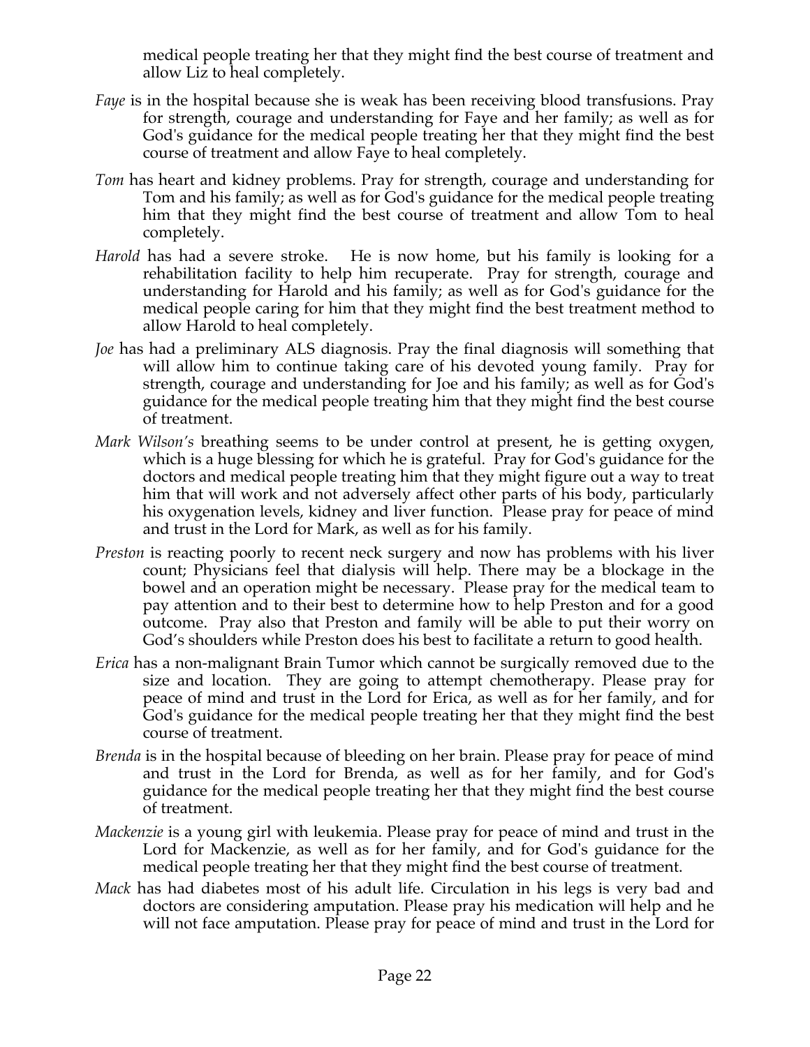medical people treating her that they might find the best course of treatment and allow Liz to heal completely.

*Faye* is in the hospital because she is weak has been receiving blood transfusions. Pray for strength, courage and understanding for Faye and her family; as well as for God's guidance for the medical people treating her that they might find the best course of treatment and allow Faye to heal completely.

*Tom* has heart and kidney problems. Pray for strength, courage and understanding for Tom and his family; as well as for God's guidance for the medical people treating him that they might find the best course of treatment and allow Tom to heal completely.

*Harold* has had a severe stroke. He is now home, but his family is looking for a rehabilitation facility to help him recuperate. Pray for strength, courage and understanding for Harold and his family; as well as for God's guidance for the medical people caring for him that they might find the best treatment method to allow Harold to heal completely.

*Joe* has had a preliminary ALS diagnosis. Pray the final diagnosis will something that will allow him to continue taking care of his devoted young family. Pray for strength, courage and understanding for Joe and his family; as well as for God's guidance for the medical people treating him that they might find the best course of treatment.

*Mark Wilson's* breathing seems to be under control at present, he is getting oxygen, which is a huge blessing for which he is grateful. Pray for God's guidance for the doctors and medical people treating him that they might figure out a way to treat him that will work and not adversely affect other parts of his body, particularly his oxygenation levels, kidney and liver function. Please pray for peace of mind and trust in the Lord for Mark, as well as for his family.

*Preston* is reacting poorly to recent neck surgery and now has problems with his liver count; Physicians feel that dialysis will help. There may be a blockage in the bowel and an operation might be necessary. Please pray for the medical team to pay attention and to their best to determine how to help Preston and for a good outcome. Pray also that Preston and family will be able to put their worry on God's shoulders while Preston does his best to facilitate a return to good health.

*Erica* has a non-malignant Brain Tumor which cannot be surgically removed due to the size and location. They are going to attempt chemotherapy. Please pray for peace of mind and trust in the Lord for Erica, as well as for her family, and for God's guidance for the medical people treating her that they might find the best course of treatment.

*Brenda* is in the hospital because of bleeding on her brain. Please pray for peace of mind and trust in the Lord for Brenda, as well as for her family, and for God's guidance for the medical people treating her that they might find the best course of treatment.

*Mackenzie* is a young girl with leukemia. Please pray for peace of mind and trust in the Lord for Mackenzie, as well as for her family, and for God's guidance for the medical people treating her that they might find the best course of treatment.

*Mack* has had diabetes most of his adult life. Circulation in his legs is very bad and doctors are considering amputation. Please pray his medication will help and he will not face amputation. Please pray for peace of mind and trust in the Lord for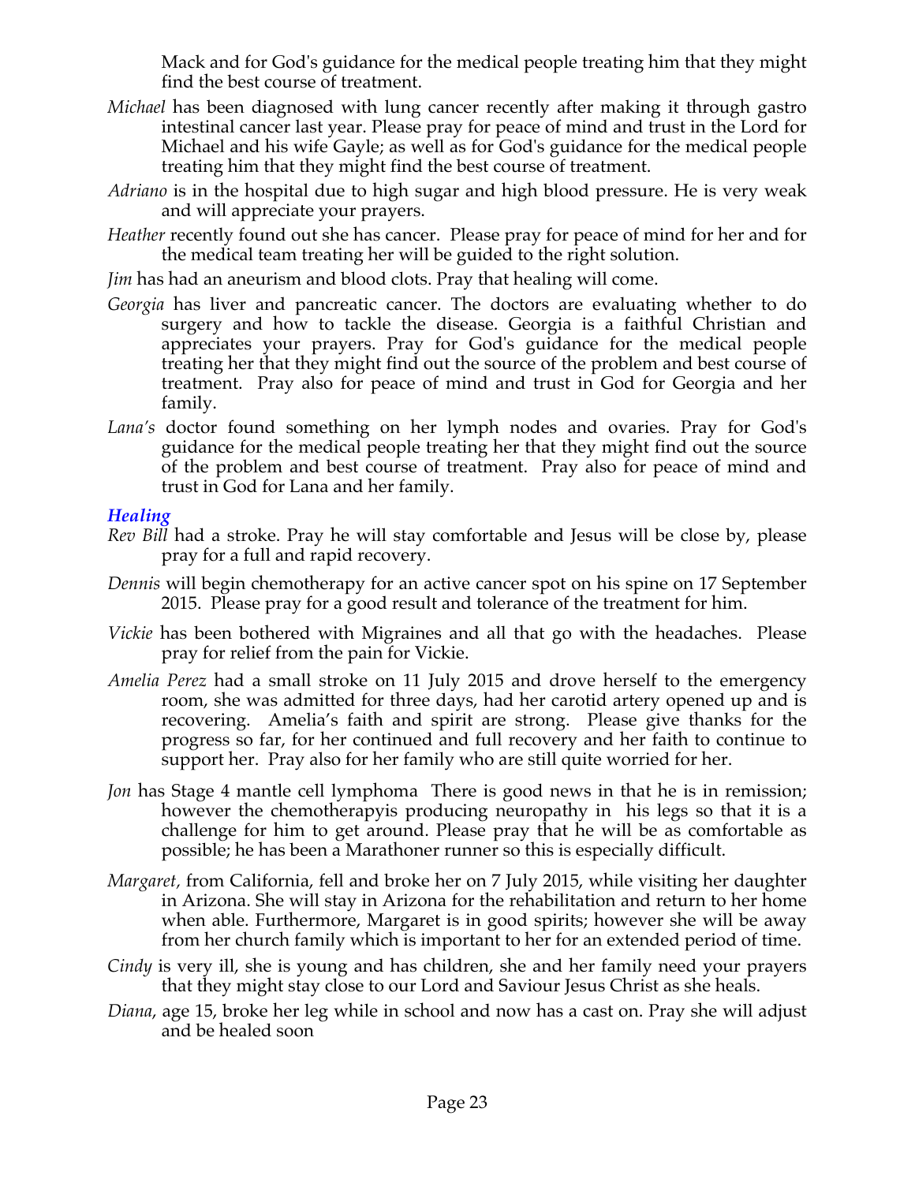Mack and for God's guidance for the medical people treating him that they might find the best course of treatment.

*Michael* has been diagnosed with lung cancer recently after making it through gastro intestinal cancer last year. Please pray for peace of mind and trust in the Lord for Michael and his wife Gayle; as well as for God's guidance for the medical people treating him that they might find the best course of treatment.

*Adriano* is in the hospital due to high sugar and high blood pressure. He is very weak and will appreciate your prayers.

*Heather* recently found out she has cancer. Please pray for peace of mind for her and for the medical team treating her will be guided to the right solution.

*Jim* has had an aneurism and blood clots. Pray that healing will come.

*Georgia* has liver and pancreatic cancer. The doctors are evaluating whether to do surgery and how to tackle the disease. Georgia is a faithful Christian and appreciates your prayers. Pray for God's guidance for the medical people treating her that they might find out the source of the problem and best course of treatment. Pray also for peace of mind and trust in God for Georgia and her family.

*Lana's* doctor found something on her lymph nodes and ovaries. Pray for God's guidance for the medical people treating her that they might find out the source of the problem and best course of treatment. Pray also for peace of mind and trust in God for Lana and her family.

### *Healing*

*Rev Bill* had a stroke. Pray he will stay comfortable and Jesus will be close by, please pray for a full and rapid recovery.

*Dennis* will begin chemotherapy for an active cancer spot on his spine on 17 September 2015. Please pray for a good result and tolerance of the treatment for him.

*Vickie* has been bothered with Migraines and all that go with the headaches. Please pray for relief from the pain for Vickie.

*Amelia Perez* had a small stroke on 11 July 2015 and drove herself to the emergency room, she was admitted for three days, had her carotid artery opened up and is recovering. Amelia's faith and spirit are strong. Please give thanks for the progress so far, for her continued and full recovery and her faith to continue to support her. Pray also for her family who are still quite worried for her.

*Jon* has Stage 4 mantle cell lymphoma There is good news in that he is in remission; however the chemotherapyis producing neuropathy in his legs so that it is a challenge for him to get around. Please pray that he will be as comfortable as possible; he has been a Marathoner runner so this is especially difficult.

*Margaret*, from California, fell and broke her on 7 July 2015, while visiting her daughter in Arizona. She will stay in Arizona for the rehabilitation and return to her home when able. Furthermore, Margaret is in good spirits; however she will be away from her church family which is important to her for an extended period of time.

*Cindy* is very ill, she is young and has children, she and her family need your prayers that they might stay close to our Lord and Saviour Jesus Christ as she heals.

*Diana*, age 15, broke her leg while in school and now has a cast on. Pray she will adjust and be healed soon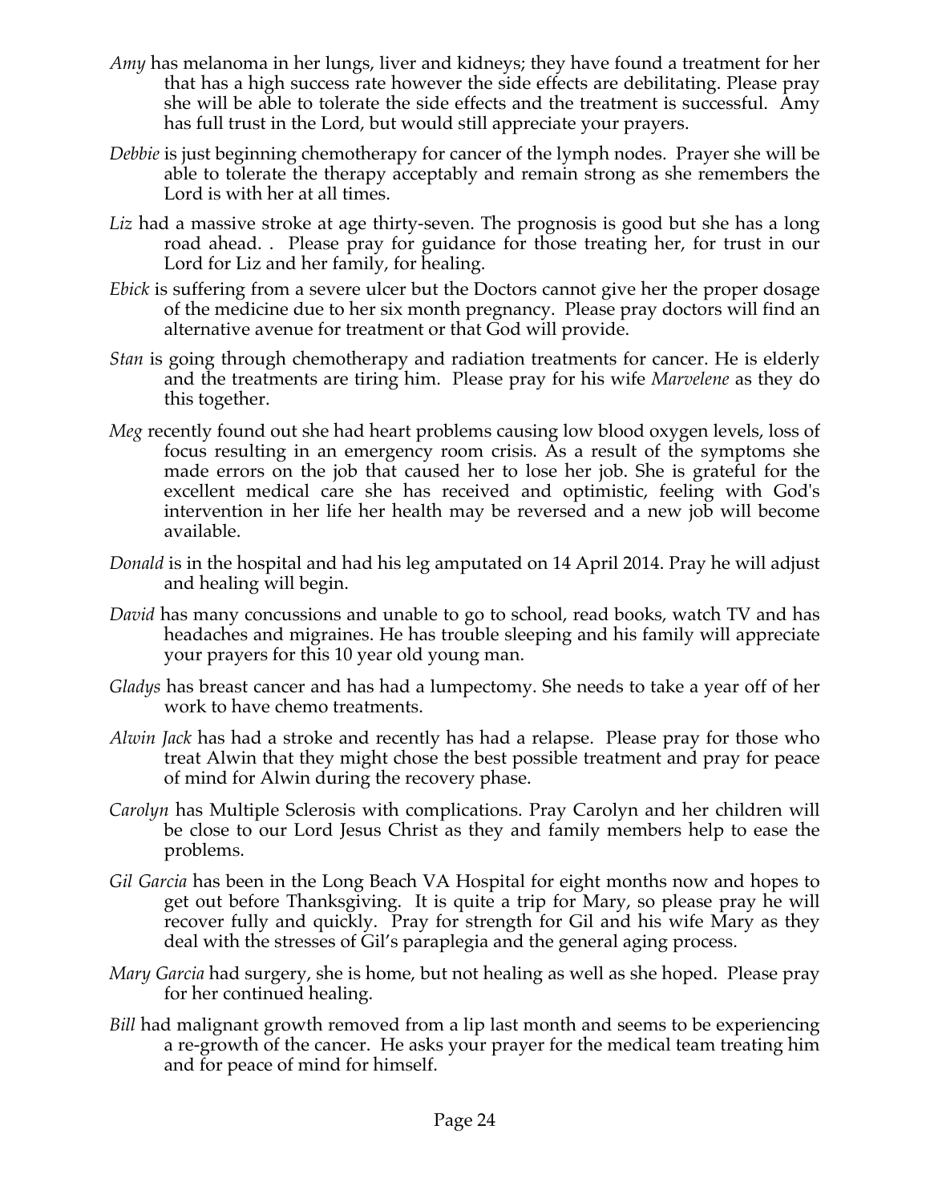*Amy* has melanoma in her lungs, liver and kidneys; they have found a treatment for her that has a high success rate however the side effects are debilitating. Please pray she will be able to tolerate the side effects and the treatment is successful. Amy has full trust in the Lord, but would still appreciate your prayers.

*Debbie* is just beginning chemotherapy for cancer of the lymph nodes. Prayer she will be able to tolerate the therapy acceptably and remain strong as she remembers the Lord is with her at all times.

*Liz* had a massive stroke at age thirty-seven. The prognosis is good but she has a long road ahead. . Please pray for guidance for those treating her, for trust in our Lord for Liz and her family, for healing.

*Ebick* is suffering from a severe ulcer but the Doctors cannot give her the proper dosage of the medicine due to her six month pregnancy. Please pray doctors will find an alternative avenue for treatment or that God will provide.

*Stan* is going through chemotherapy and radiation treatments for cancer. He is elderly and the treatments are tiring him. Please pray for his wife *Marvelene* as they do this together.

*Meg* recently found out she had heart problems causing low blood oxygen levels, loss of focus resulting in an emergency room crisis. As a result of the symptoms she made errors on the job that caused her to lose her job. She is grateful for the excellent medical care she has received and optimistic, feeling with God's intervention in her life her health may be reversed and a new job will become available.

*Donald* is in the hospital and had his leg amputated on 14 April 2014. Pray he will adjust and healing will begin.

*David* has many concussions and unable to go to school, read books, watch TV and has headaches and migraines. He has trouble sleeping and his family will appreciate your prayers for this 10 year old young man.

*Gladys* has breast cancer and has had a lumpectomy. She needs to take a year off of her work to have chemo treatments.

*Alwin Jack* has had a stroke and recently has had a relapse. Please pray for those who treat Alwin that they might chose the best possible treatment and pray for peace of mind for Alwin during the recovery phase.

*Carolyn* has Multiple Sclerosis with complications. Pray Carolyn and her children will be close to our Lord Jesus Christ as they and family members help to ease the problems.

*Gil Garcia* has been in the Long Beach VA Hospital for eight months now and hopes to get out before Thanksgiving. It is quite a trip for Mary, so please pray he will recover fully and quickly. Pray for strength for Gil and his wife Mary as they deal with the stresses of Gil's paraplegia and the general aging process.

*Mary Garcia* had surgery, she is home, but not healing as well as she hoped. Please pray for her continued healing.

*Bill* had malignant growth removed from a lip last month and seems to be experiencing a re-growth of the cancer. He asks your prayer for the medical team treating him and for peace of mind for himself.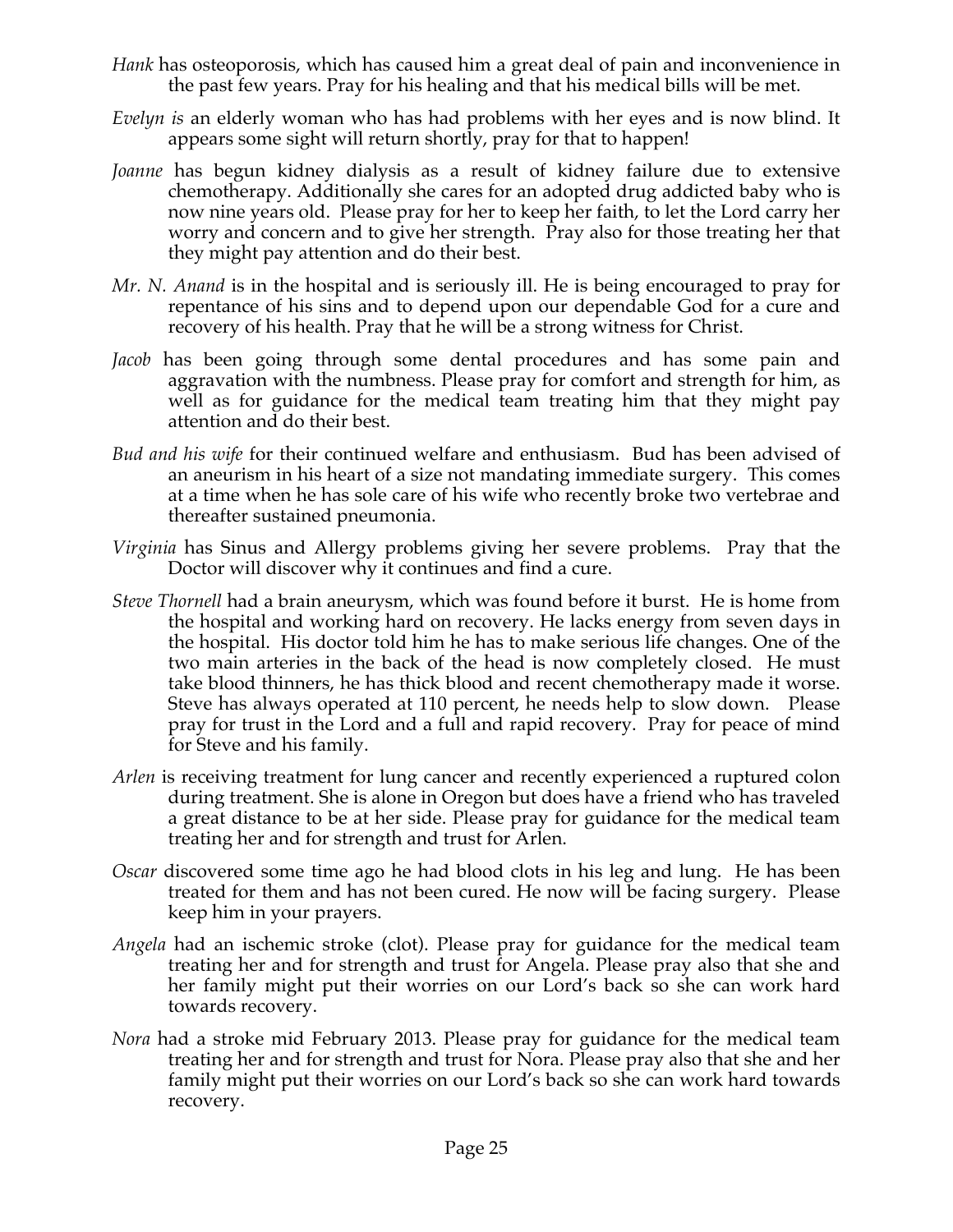*Hank* has osteoporosis, which has caused him a great deal of pain and inconvenience in the past few years. Pray for his healing and that his medical bills will be met.

*Evelyn is* an elderly woman who has had problems with her eyes and is now blind. It appears some sight will return shortly, pray for that to happen!

*Joanne* has begun kidney dialysis as a result of kidney failure due to extensive chemotherapy. Additionally she cares for an adopted drug addicted baby who is now nine years old. Please pray for her to keep her faith, to let the Lord carry her worry and concern and to give her strength. Pray also for those treating her that they might pay attention and do their best.

*Mr. N. Anand* is in the hospital and is seriously ill. He is being encouraged to pray for repentance of his sins and to depend upon our dependable God for a cure and recovery of his health. Pray that he will be a strong witness for Christ.

*Jacob* has been going through some dental procedures and has some pain and aggravation with the numbness. Please pray for comfort and strength for him, as well as for guidance for the medical team treating him that they might pay attention and do their best.

*Bud and his wife* for their continued welfare and enthusiasm. Bud has been advised of an aneurism in his heart of a size not mandating immediate surgery. This comes at a time when he has sole care of his wife who recently broke two vertebrae and thereafter sustained pneumonia.

*Virginia* has Sinus and Allergy problems giving her severe problems. Pray that the Doctor will discover why it continues and find a cure.

*Steve Thornell* had a brain aneurysm, which was found before it burst. He is home from the hospital and working hard on recovery. He lacks energy from seven days in the hospital. His doctor told him he has to make serious life changes. One of the two main arteries in the back of the head is now completely closed. He must take blood thinners, he has thick blood and recent chemotherapy made it worse. Steve has always operated at 110 percent, he needs help to slow down. Please pray for trust in the Lord and a full and rapid recovery. Pray for peace of mind for Steve and his family.

*Arlen* is receiving treatment for lung cancer and recently experienced a ruptured colon during treatment. She is alone in Oregon but does have a friend who has traveled a great distance to be at her side. Please pray for guidance for the medical team treating her and for strength and trust for Arlen.

*Oscar* discovered some time ago he had blood clots in his leg and lung. He has been treated for them and has not been cured. He now will be facing surgery. Please keep him in your prayers.

*Angela* had an ischemic stroke (clot). Please pray for guidance for the medical team treating her and for strength and trust for Angela. Please pray also that she and her family might put their worries on our Lord's back so she can work hard towards recovery.

*Nora* had a stroke mid February 2013. Please pray for guidance for the medical team treating her and for strength and trust for Nora. Please pray also that she and her family might put their worries on our Lord's back so she can work hard towards recovery.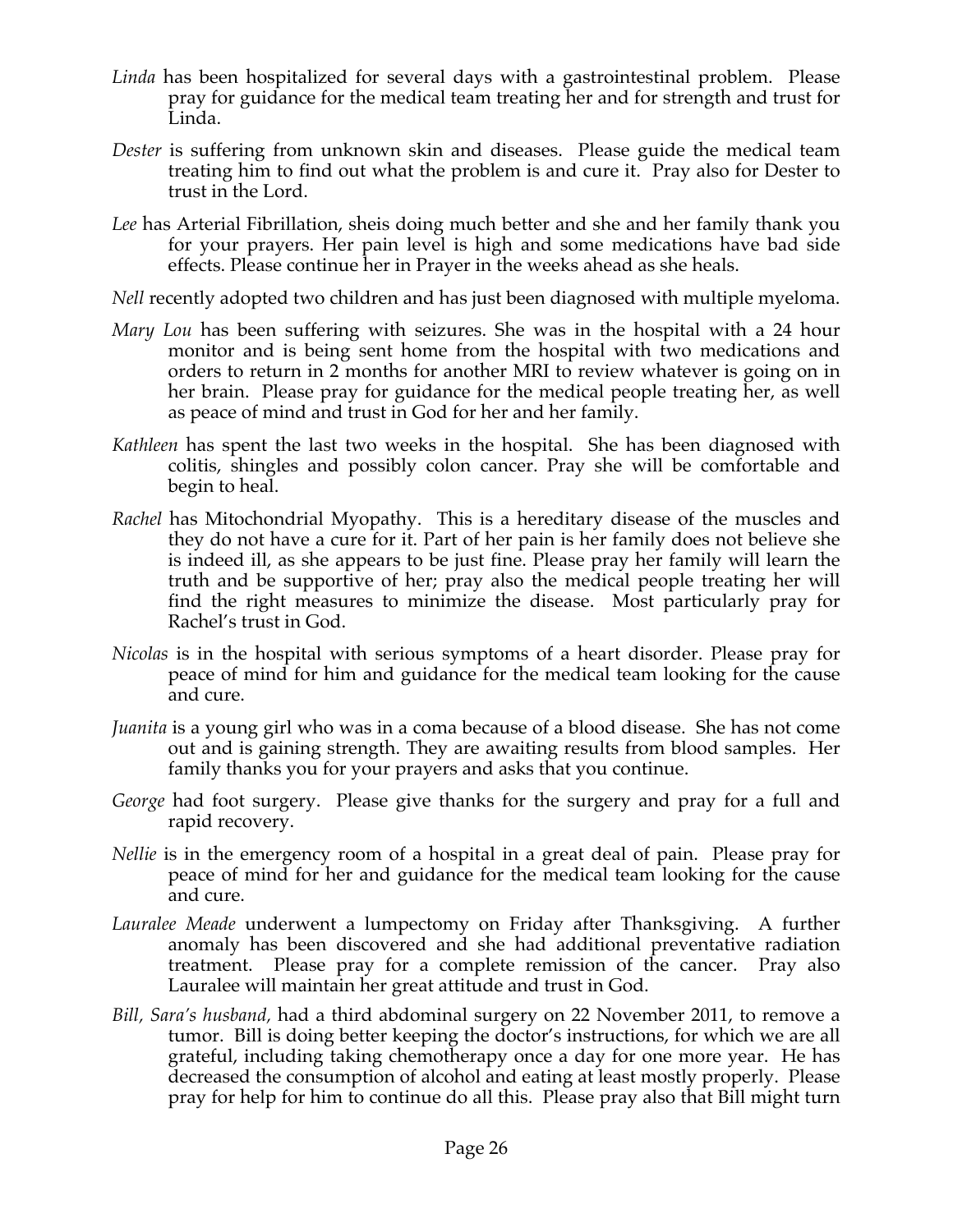*Linda* has been hospitalized for several days with a gastrointestinal problem. Please pray for guidance for the medical team treating her and for strength and trust for Linda.

*Dester* is suffering from unknown skin and diseases. Please guide the medical team treating him to find out what the problem is and cure it. Pray also for Dester to trust in the Lord.

*Lee* has Arterial Fibrillation, sheis doing much better and she and her family thank you for your prayers. Her pain level is high and some medications have bad side effects. Please continue her in Prayer in the weeks ahead as she heals.

*Nell* recently adopted two children and has just been diagnosed with multiple myeloma.

*Mary Lou* has been suffering with seizures. She was in the hospital with a 24 hour monitor and is being sent home from the hospital with two medications and orders to return in 2 months for another MRI to review whatever is going on in her brain. Please pray for guidance for the medical people treating her, as well as peace of mind and trust in God for her and her family.

*Kathleen* has spent the last two weeks in the hospital. She has been diagnosed with colitis, shingles and possibly colon cancer. Pray she will be comfortable and begin to heal.

*Rachel* has Mitochondrial Myopathy. This is a hereditary disease of the muscles and they do not have a cure for it. Part of her pain is her family does not believe she is indeed ill, as she appears to be just fine. Please pray her family will learn the truth and be supportive of her; pray also the medical people treating her will find the right measures to minimize the disease. Most particularly pray for Rachel's trust in God.

*Nicolas* is in the hospital with serious symptoms of a heart disorder. Please pray for peace of mind for him and guidance for the medical team looking for the cause and cure.

*Juanita* is a young girl who was in a coma because of a blood disease. She has not come out and is gaining strength. They are awaiting results from blood samples. Her family thanks you for your prayers and asks that you continue.

*George* had foot surgery. Please give thanks for the surgery and pray for a full and rapid recovery.

*Nellie* is in the emergency room of a hospital in a great deal of pain. Please pray for peace of mind for her and guidance for the medical team looking for the cause and cure.

*Lauralee Meade* underwent a lumpectomy on Friday after Thanksgiving. A further anomaly has been discovered and she had additional preventative radiation treatment. Please pray for a complete remission of the cancer. Pray also Lauralee will maintain her great attitude and trust in God.

*Bill, Sara's husband,* had a third abdominal surgery on 22 November 2011, to remove a tumor. Bill is doing better keeping the doctor's instructions, for which we are all grateful, including taking chemotherapy once a day for one more year. He has decreased the consumption of alcohol and eating at least mostly properly. Please pray for help for him to continue do all this. Please pray also that Bill might turn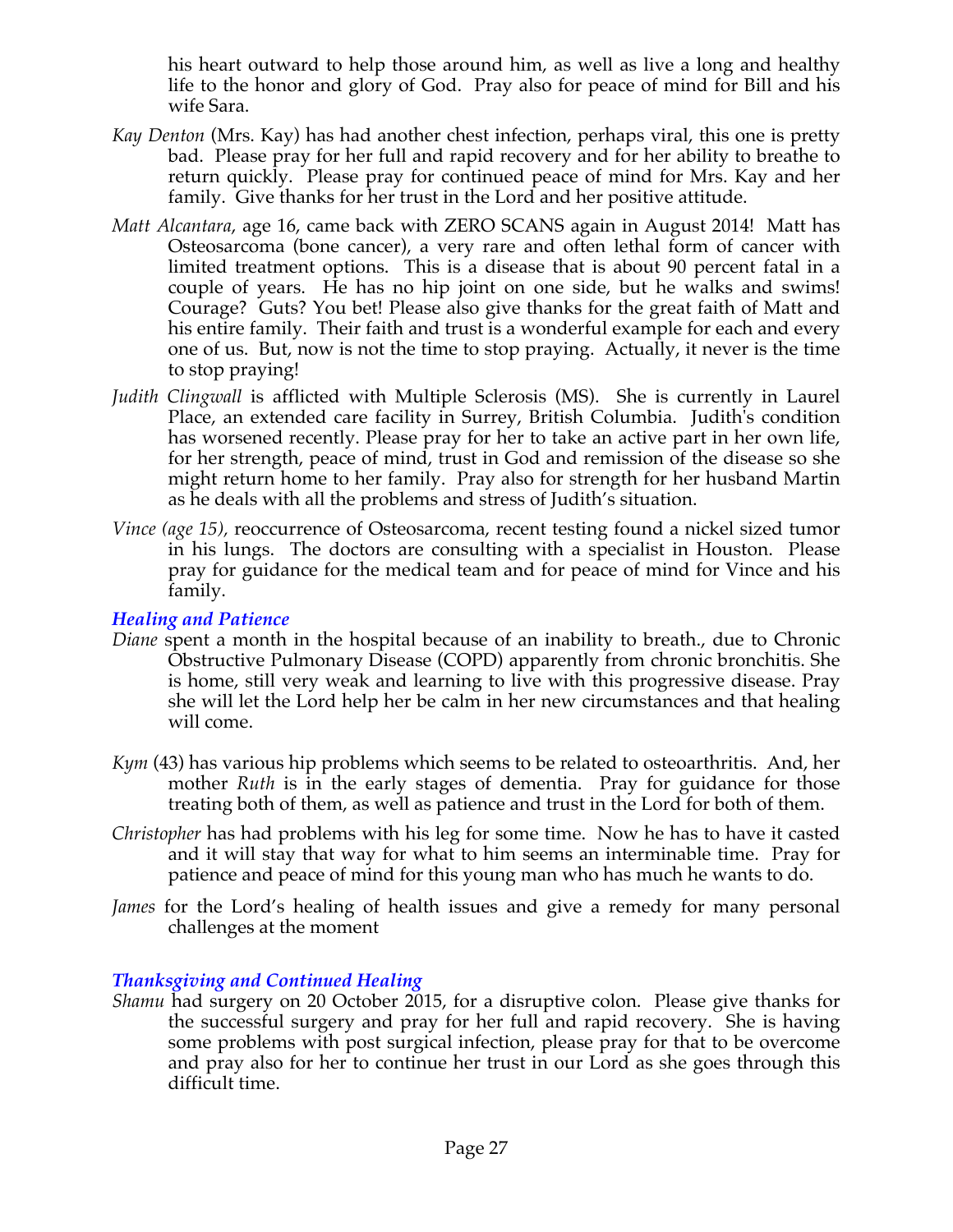his heart outward to help those around him, as well as live a long and healthy life to the honor and glory of God. Pray also for peace of mind for Bill and his wife Sara.

*Kay Denton* (Mrs. Kay) has had another chest infection, perhaps viral, this one is pretty bad. Please pray for her full and rapid recovery and for her ability to breathe to return quickly. Please pray for continued peace of mind for Mrs. Kay and her family. Give thanks for her trust in the Lord and her positive attitude.

*Matt Alcantara*, age 16, came back with ZERO SCANS again in August 2014! Matt has Osteosarcoma (bone cancer), a very rare and often lethal form of cancer with limited treatment options. This is a disease that is about 90 percent fatal in a couple of years. He has no hip joint on one side, but he walks and swims! Courage? Guts? You bet! Please also give thanks for the great faith of Matt and his entire family. Their faith and trust is a wonderful example for each and every one of us. But, now is not the time to stop praying. Actually, it never is the time to stop praying!

*Judith Clingwall* is afflicted with Multiple Sclerosis (MS). She is currently in Laurel Place, an extended care facility in Surrey, British Columbia. Judith's condition has worsened recently. Please pray for her to take an active part in her own life, for her strength, peace of mind, trust in God and remission of the disease so she might return home to her family. Pray also for strength for her husband Martin as he deals with all the problems and stress of Judith's situation.

*Vince (age 15),* reoccurrence of Osteosarcoma, recent testing found a nickel sized tumor in his lungs. The doctors are consulting with a specialist in Houston. Please pray for guidance for the medical team and for peace of mind for Vince and his family.

### *Healing and Patience*

*Diane* spent a month in the hospital because of an inability to breath., due to Chronic Obstructive Pulmonary Disease (COPD) apparently from chronic bronchitis. She is home, still very weak and learning to live with this progressive disease. Pray she will let the Lord help her be calm in her new circumstances and that healing will come.

*Kym* (43) has various hip problems which seems to be related to osteoarthritis. And, her mother *Ruth* is in the early stages of dementia. Pray for guidance for those treating both of them, as well as patience and trust in the Lord for both of them.

*Christopher* has had problems with his leg for some time. Now he has to have it casted and it will stay that way for what to him seems an interminable time. Pray for patience and peace of mind for this young man who has much he wants to do.

*James* for the Lord's healing of health issues and give a remedy for many personal challenges at the moment

### *Thanksgiving and Continued Healing*

*Shamu* had surgery on 20 October 2015, for a disruptive colon. Please give thanks for the successful surgery and pray for her full and rapid recovery. She is having some problems with post surgical infection, please pray for that to be overcome and pray also for her to continue her trust in our Lord as she goes through this difficult time.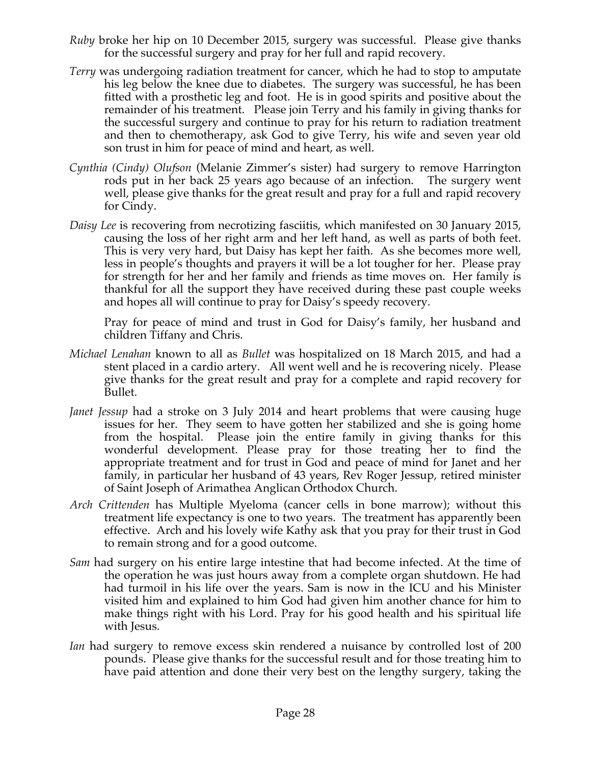*Ruby* broke her hip on 10 December 2015, surgery was successful. Please give thanks for the successful surgery and pray for her full and rapid recovery.

*Terry* was undergoing radiation treatment for cancer, which he had to stop to amputate his leg below the knee due to diabetes. The surgery was successful, he has been fitted with a prosthetic leg and foot. He is in good spirits and positive about the remainder of his treatment. Please join Terry and his family in giving thanks for the successful surgery and continue to pray for his return to radiation treatment and then to chemotherapy, ask God to give Terry, his wife and seven year old son trust in him for peace of mind and heart, as well.

*Cynthia (Cindy) Olufson* (Melanie Zimmer's sister) had surgery to remove Harrington rods put in her back 25 years ago because of an infection. The surgery went well, please give thanks for the great result and pray for a full and rapid recovery for Cindy.

*Daisy Lee* is recovering from necrotizing fasciitis, which manifested on 30 January 2015, causing the loss of her right arm and her left hand, as well as parts of both feet. This is very very hard, but Daisy has kept her faith. As she becomes more well, less in people's thoughts and prayers it will be a lot tougher for her. Please pray for strength for her and her family and friends as time moves on. Her family is thankful for all the support they have received during these past couple weeks and hopes all will continue to pray for Daisy's speedy recovery.

Pray for peace of mind and trust in God for Daisy's family, her husband and children Tiffany and Chris.

*Michael Lenahan* known to all as *Bullet* was hospitalized on 18 March 2015, and had a stent placed in a cardio artery. All went well and he is recovering nicely. Please give thanks for the great result and pray for a complete and rapid recovery for Bullet.

*Janet Jessup* had a stroke on 3 July 2014 and heart problems that were causing huge issues for her. They seem to have gotten her stabilized and she is going home from the hospital. Please join the entire family in giving thanks for this wonderful development. Please pray for those treating her to find the appropriate treatment and for trust in God and peace of mind for Janet and her family, in particular her husband of 43 years, Rev Roger Jessup, retired minister of Saint Joseph of Arimathea Anglican Orthodox Church.

*Arch Crittenden* has Multiple Myeloma (cancer cells in bone marrow); without this treatment life expectancy is one to two years. The treatment has apparently been effective. Arch and his lovely wife Kathy ask that you pray for their trust in God to remain strong and for a good outcome.

*Sam* had surgery on his entire large intestine that had become infected. At the time of the operation he was just hours away from a complete organ shutdown. He had had turmoil in his life over the years. Sam is now in the ICU and his Minister visited him and explained to him God had given him another chance for him to make things right with his Lord. Pray for his good health and his spiritual life with Jesus.

*Ian* had surgery to remove excess skin rendered a nuisance by controlled lost of 200 pounds. Please give thanks for the successful result and for those treating him to have paid attention and done their very best on the lengthy surgery, taking the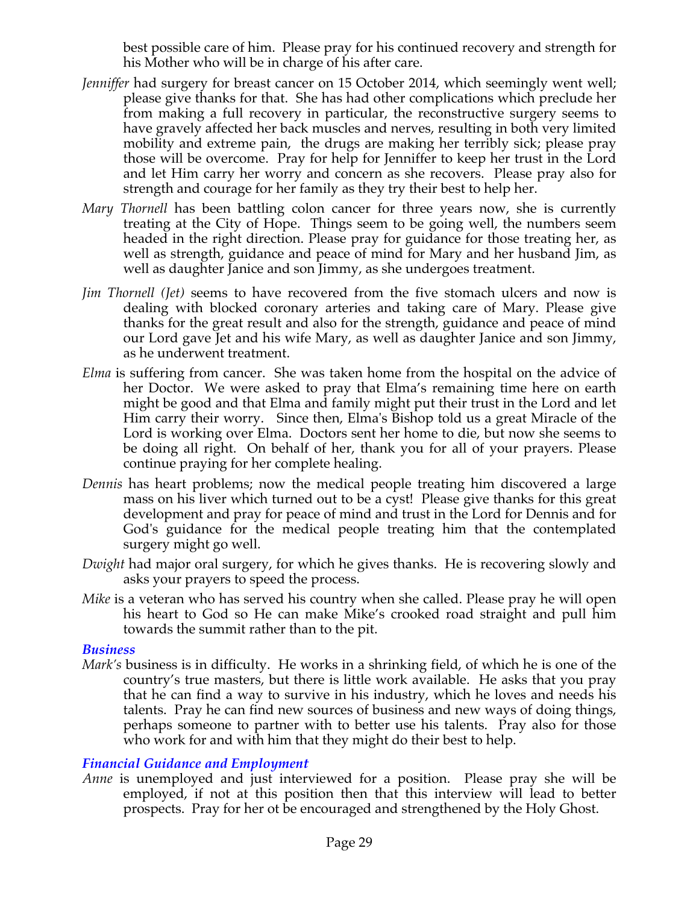best possible care of him. Please pray for his continued recovery and strength for his Mother who will be in charge of his after care.

*Jenniffer* had surgery for breast cancer on 15 October 2014, which seemingly went well; please give thanks for that. She has had other complications which preclude her from making a full recovery in particular, the reconstructive surgery seems to have gravely affected her back muscles and nerves, resulting in both very limited mobility and extreme pain, the drugs are making her terribly sick; please pray those will be overcome. Pray for help for Jenniffer to keep her trust in the Lord and let Him carry her worry and concern as she recovers. Please pray also for strength and courage for her family as they try their best to help her.

*Mary Thornell* has been battling colon cancer for three years now, she is currently treating at the City of Hope. Things seem to be going well, the numbers seem headed in the right direction. Please pray for guidance for those treating her, as well as strength, guidance and peace of mind for Mary and her husband Jim, as well as daughter Janice and son Jimmy, as she undergoes treatment.

*Jim Thornell (Jet)* seems to have recovered from the five stomach ulcers and now is dealing with blocked coronary arteries and taking care of Mary. Please give thanks for the great result and also for the strength, guidance and peace of mind our Lord gave Jet and his wife Mary, as well as daughter Janice and son Jimmy, as he underwent treatment.

*Elma* is suffering from cancer. She was taken home from the hospital on the advice of her Doctor. We were asked to pray that Elma's remaining time here on earth might be good and that Elma and family might put their trust in the Lord and let Him carry their worry. Since then, Elma's Bishop told us a great Miracle of the Lord is working over Elma. Doctors sent her home to die, but now she seems to be doing all right. On behalf of her, thank you for all of your prayers. Please continue praying for her complete healing.

*Dennis* has heart problems; now the medical people treating him discovered a large mass on his liver which turned out to be a cyst! Please give thanks for this great development and pray for peace of mind and trust in the Lord for Dennis and for God's guidance for the medical people treating him that the contemplated surgery might go well.

*Dwight* had major oral surgery, for which he gives thanks. He is recovering slowly and asks your prayers to speed the process.

*Mike* is a veteran who has served his country when she called. Please pray he will open his heart to God so He can make Mike's crooked road straight and pull him towards the summit rather than to the pit.

### *Business*

*Mark's* business is in difficulty. He works in a shrinking field, of which he is one of the country's true masters, but there is little work available. He asks that you pray that he can find a way to survive in his industry, which he loves and needs his talents. Pray he can find new sources of business and new ways of doing things, perhaps someone to partner with to better use his talents. Pray also for those who work for and with him that they might do their best to help.

### *Financial Guidance and Employment*

*Anne* is unemployed and just interviewed for a position. Please pray she will be employed, if not at this position then that this interview will lead to better prospects. Pray for her ot be encouraged and strengthened by the Holy Ghost.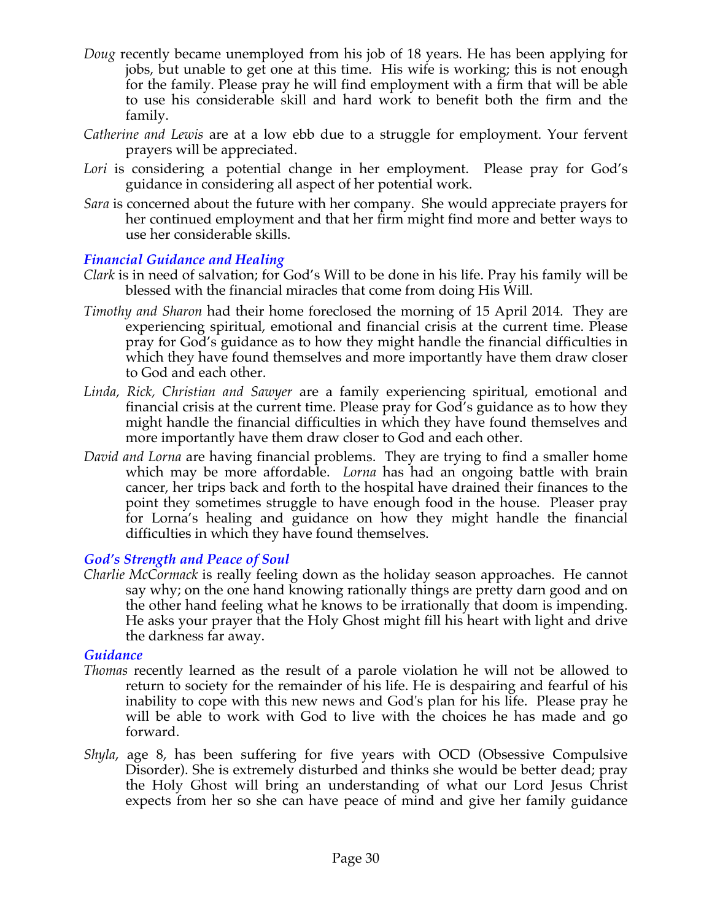*Doug* recently became unemployed from his job of 18 years. He has been applying for jobs, but unable to get one at this time. His wife is working; this is not enough for the family. Please pray he will find employment with a firm that will be able to use his considerable skill and hard work to benefit both the firm and the family.

*Catherine and Lewis* are at a low ebb due to a struggle for employment. Your fervent prayers will be appreciated.

*Lori* is considering a potential change in her employment. Please pray for God's guidance in considering all aspect of her potential work.

*Sara* is concerned about the future with her company. She would appreciate prayers for her continued employment and that her firm might find more and better ways to use her considerable skills.

### *Financial Guidance and Healing*

*Clark* is in need of salvation; for God's Will to be done in his life. Pray his family will be blessed with the financial miracles that come from doing His Will.

*Timothy and Sharon* had their home foreclosed the morning of 15 April 2014. They are experiencing spiritual, emotional and financial crisis at the current time. Please pray for God's guidance as to how they might handle the financial difficulties in which they have found themselves and more importantly have them draw closer to God and each other.

*Linda, Rick, Christian and Sawyer* are a family experiencing spiritual, emotional and financial crisis at the current time. Please pray for God's guidance as to how they might handle the financial difficulties in which they have found themselves and more importantly have them draw closer to God and each other.

*David and Lorna* are having financial problems. They are trying to find a smaller home which may be more affordable. *Lorna* has had an ongoing battle with brain cancer, her trips back and forth to the hospital have drained their finances to the point they sometimes struggle to have enough food in the house. Pleaser pray for Lorna's healing and guidance on how they might handle the financial difficulties in which they have found themselves.

### *God's Strength and Peace of Soul*

*Charlie McCormack* is really feeling down as the holiday season approaches. He cannot say why; on the one hand knowing rationally things are pretty darn good and on the other hand feeling what he knows to be irrationally that doom is impending. He asks your prayer that the Holy Ghost might fill his heart with light and drive the darkness far away.

### *Guidance*

*Thomas* recently learned as the result of a parole violation he will not be allowed to return to society for the remainder of his life. He is despairing and fearful of his inability to cope with this new news and God's plan for his life. Please pray he will be able to work with God to live with the choices he has made and go forward.

*Shyla*, age 8, has been suffering for five years with OCD (Obsessive Compulsive Disorder). She is extremely disturbed and thinks she would be better dead; pray the Holy Ghost will bring an understanding of what our Lord Jesus Christ expects from her so she can have peace of mind and give her family guidance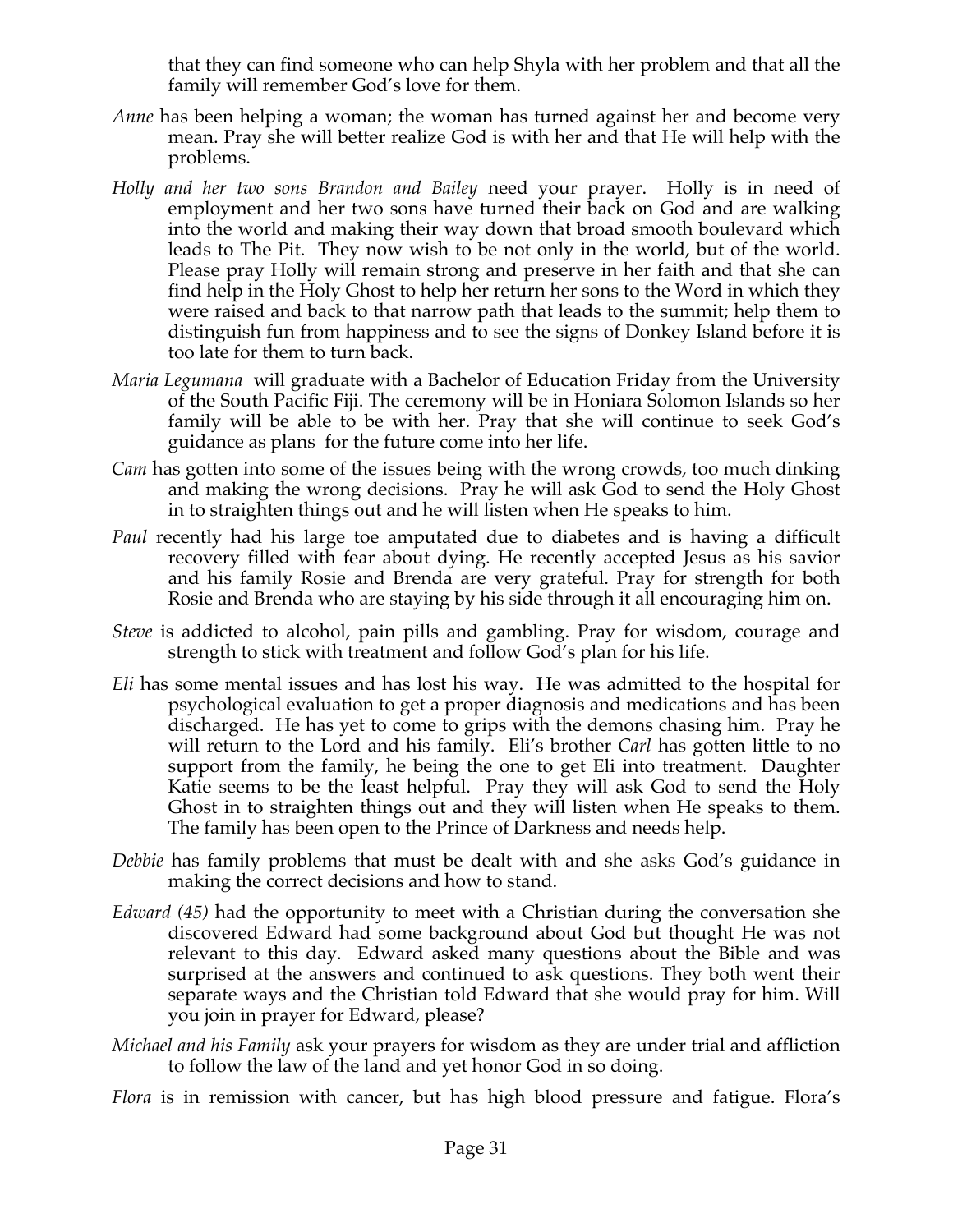that they can find someone who can help Shyla with her problem and that all the family will remember God's love for them.

*Anne* has been helping a woman; the woman has turned against her and become very mean. Pray she will better realize God is with her and that He will help with the problems.

*Holly and her two sons Brandon and Bailey* need your prayer. Holly is in need of employment and her two sons have turned their back on God and are walking into the world and making their way down that broad smooth boulevard which leads to The Pit. They now wish to be not only in the world, but of the world. Please pray Holly will remain strong and preserve in her faith and that she can find help in the Holy Ghost to help her return her sons to the Word in which they were raised and back to that narrow path that leads to the summit; help them to distinguish fun from happiness and to see the signs of Donkey Island before it is too late for them to turn back.

*Maria Legumana* will graduate with a Bachelor of Education Friday from the University of the South Pacific Fiji. The ceremony will be in Honiara Solomon Islands so her family will be able to be with her. Pray that she will continue to seek God's guidance as plans for the future come into her life.

*Cam* has gotten into some of the issues being with the wrong crowds, too much dinking and making the wrong decisions. Pray he will ask God to send the Holy Ghost in to straighten things out and he will listen when He speaks to him.

*Paul* recently had his large toe amputated due to diabetes and is having a difficult recovery filled with fear about dying. He recently accepted Jesus as his savior and his family Rosie and Brenda are very grateful. Pray for strength for both Rosie and Brenda who are staying by his side through it all encouraging him on.

*Steve* is addicted to alcohol, pain pills and gambling. Pray for wisdom, courage and strength to stick with treatment and follow God's plan for his life.

*Eli* has some mental issues and has lost his way. He was admitted to the hospital for psychological evaluation to get a proper diagnosis and medications and has been discharged. He has yet to come to grips with the demons chasing him. Pray he will return to the Lord and his family. Eli's brother *Carl* has gotten little to no support from the family, he being the one to get Eli into treatment. Daughter Katie seems to be the least helpful. Pray they will ask God to send the Holy Ghost in to straighten things out and they will listen when He speaks to them. The family has been open to the Prince of Darkness and needs help.

*Debbie* has family problems that must be dealt with and she asks God's guidance in making the correct decisions and how to stand.

*Edward (45)* had the opportunity to meet with a Christian during the conversation she discovered Edward had some background about God but thought He was not relevant to this day. Edward asked many questions about the Bible and was surprised at the answers and continued to ask questions. They both went their separate ways and the Christian told Edward that she would pray for him. Will you join in prayer for Edward, please?

*Michael and his Family* ask your prayers for wisdom as they are under trial and affliction to follow the law of the land and yet honor God in so doing.

*Flora* is in remission with cancer, but has high blood pressure and fatigue. Flora's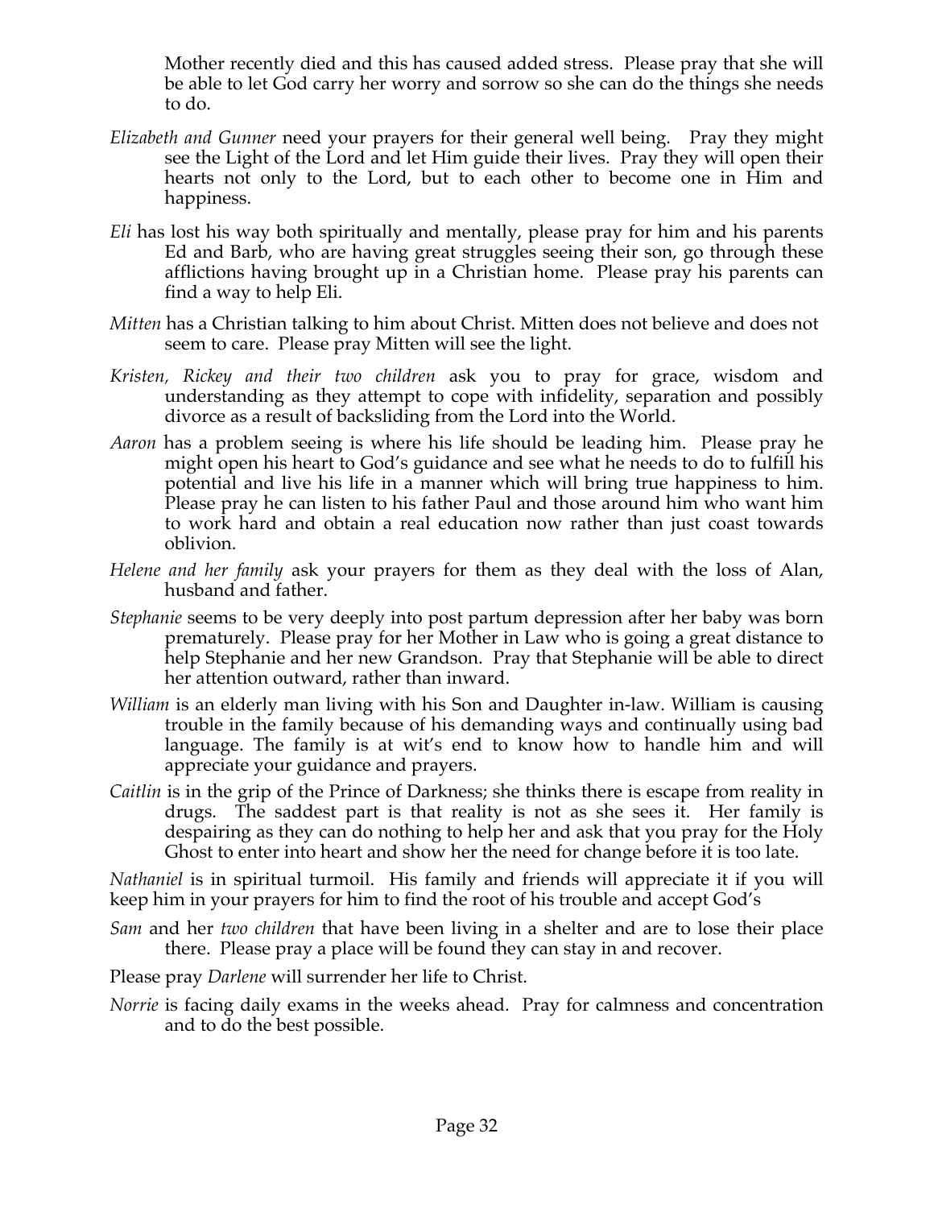Mother recently died and this has caused added stress. Please pray that she will be able to let God carry her worry and sorrow so she can do the things she needs to do.

*Elizabeth and Gunner* need your prayers for their general well being. Pray they might see the Light of the Lord and let Him guide their lives. Pray they will open their hearts not only to the Lord, but to each other to become one in Him and happiness.

*Eli* has lost his way both spiritually and mentally, please pray for him and his parents Ed and Barb, who are having great struggles seeing their son, go through these afflictions having brought up in a Christian home. Please pray his parents can find a way to help Eli.

*Mitten* has a Christian talking to him about Christ. Mitten does not believe and does not seem to care. Please pray Mitten will see the light.

*Kristen, Rickey and their two children* ask you to pray for grace, wisdom and understanding as they attempt to cope with infidelity, separation and possibly divorce as a result of backsliding from the Lord into the World.

*Aaron* has a problem seeing is where his life should be leading him. Please pray he might open his heart to God's guidance and see what he needs to do to fulfill his potential and live his life in a manner which will bring true happiness to him. Please pray he can listen to his father Paul and those around him who want him to work hard and obtain a real education now rather than just coast towards oblivion.

*Helene and her family* ask your prayers for them as they deal with the loss of Alan, husband and father.

*Stephanie* seems to be very deeply into post partum depression after her baby was born prematurely. Please pray for her Mother in Law who is going a great distance to help Stephanie and her new Grandson. Pray that Stephanie will be able to direct her attention outward, rather than inward.

*William* is an elderly man living with his Son and Daughter in-law. William is causing trouble in the family because of his demanding ways and continually using bad language. The family is at wit's end to know how to handle him and will appreciate your guidance and prayers.

*Caitlin* is in the grip of the Prince of Darkness; she thinks there is escape from reality in drugs. The saddest part is that reality is not as she sees it. Her family is despairing as they can do nothing to help her and ask that you pray for the Holy Ghost to enter into heart and show her the need for change before it is too late.

*Nathaniel* is in spiritual turmoil. His family and friends will appreciate it if you will keep him in your prayers for him to find the root of his trouble and accept God's

*Sam* and her *two children* that have been living in a shelter and are to lose their place there. Please pray a place will be found they can stay in and recover.

Please pray *Darlene* will surrender her life to Christ.

*Norrie* is facing daily exams in the weeks ahead. Pray for calmness and concentration and to do the best possible.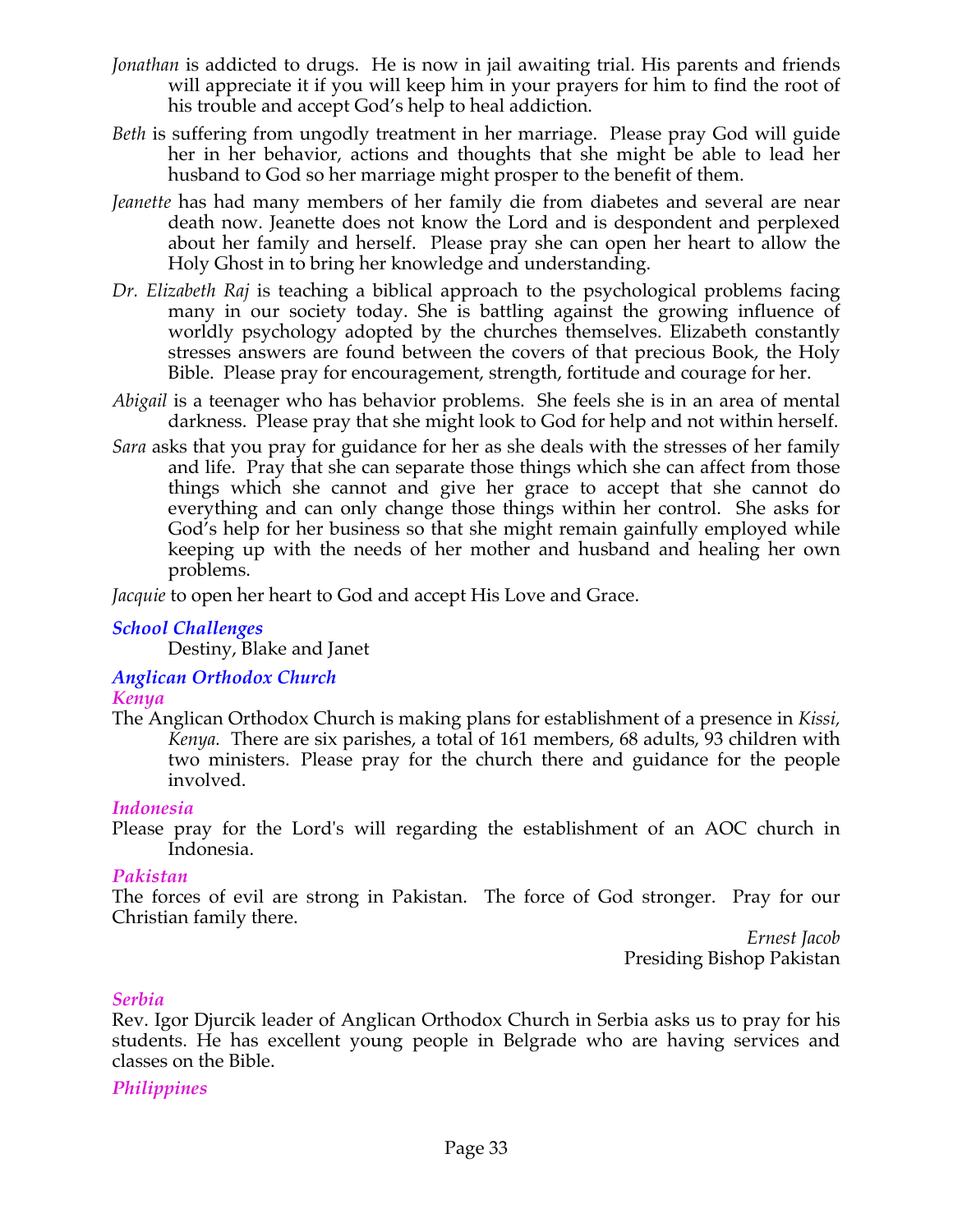*Jonathan* is addicted to drugs. He is now in jail awaiting trial. His parents and friends will appreciate it if you will keep him in your prayers for him to find the root of his trouble and accept God's help to heal addiction.

*Beth* is suffering from ungodly treatment in her marriage. Please pray God will guide her in her behavior, actions and thoughts that she might be able to lead her husband to God so her marriage might prosper to the benefit of them.

*Jeanette* has had many members of her family die from diabetes and several are near death now. Jeanette does not know the Lord and is despondent and perplexed about her family and herself. Please pray she can open her heart to allow the Holy Ghost in to bring her knowledge and understanding.

*Dr. Elizabeth Raj* is teaching a biblical approach to the psychological problems facing many in our society today. She is battling against the growing influence of worldly psychology adopted by the churches themselves. Elizabeth constantly stresses answers are found between the covers of that precious Book, the Holy Bible. Please pray for encouragement, strength, fortitude and courage for her.

*Abigail* is a teenager who has behavior problems. She feels she is in an area of mental darkness. Please pray that she might look to God for help and not within herself.

*Sara* asks that you pray for guidance for her as she deals with the stresses of her family and life. Pray that she can separate those things which she can affect from those things which she cannot and give her grace to accept that she cannot do everything and can only change those things within her control. She asks for God's help for her business so that she might remain gainfully employed while keeping up with the needs of her mother and husband and healing her own problems.

*Jacquie* to open her heart to God and accept His Love and Grace.

### *School Challenges*

Destiny, Blake and Janet

### *Anglican Orthodox Church*

#### *Kenya*

The Anglican Orthodox Church is making plans for establishment of a presence in *Kissi, Kenya.* There are six parishes, a total of 161 members, 68 adults, 93 children with two ministers. Please pray for the church there and guidance for the people involved.

#### *Indonesia*

Please pray for the Lord's will regarding the establishment of an AOC church in Indonesia.

#### *Pakistan*

The forces of evil are strong in Pakistan. The force of God stronger. Pray for our Christian family there.

*Ernest Jacob*
Presiding Bishop Pakistan

#### *Serbia*

Rev. Igor Djurcik leader of Anglican Orthodox Church in Serbia asks us to pray for his students. He has excellent young people in Belgrade who are having services and classes on the Bible.

#### *Philippines*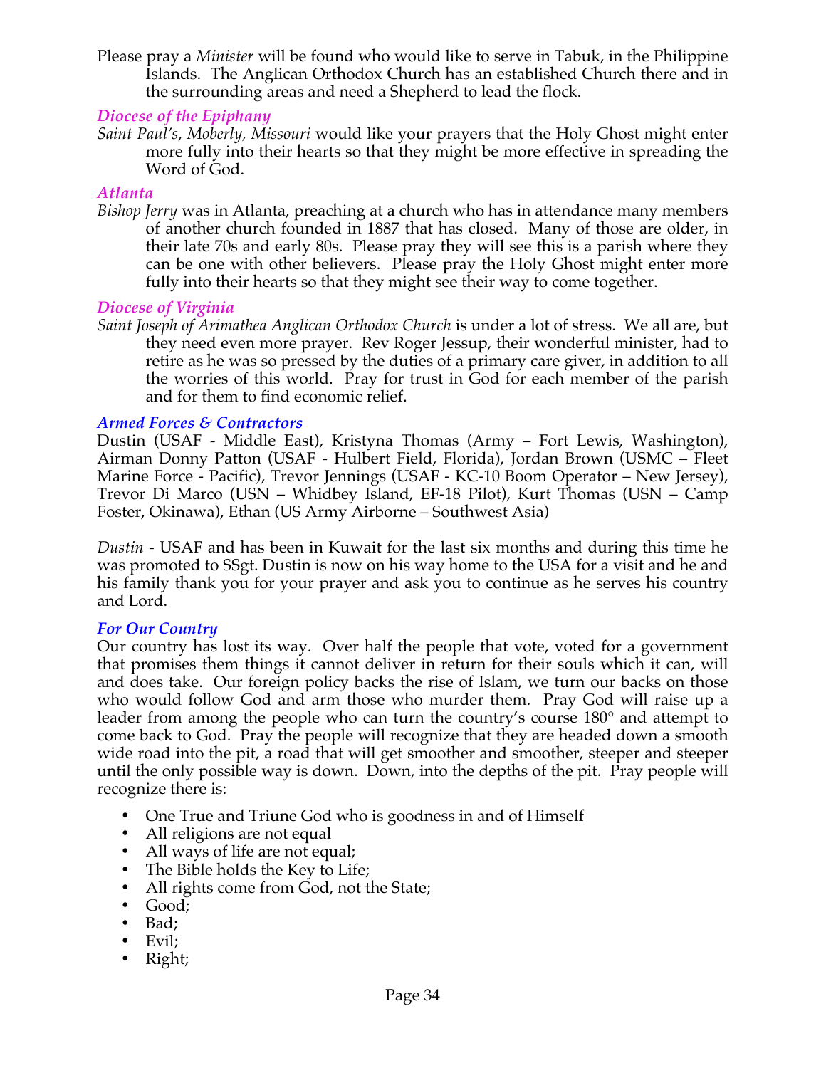Please pray a *Minister* will be found who would like to serve in Tabuk, in the Philippine Islands. The Anglican Orthodox Church has an established Church there and in the surrounding areas and need a Shepherd to lead the flock.

### *Diocese of the Epiphany*

*Saint Paul's, Moberly, Missouri* would like your prayers that the Holy Ghost might enter more fully into their hearts so that they might be more effective in spreading the Word of God.

### *Atlanta*

*Bishop Jerry* was in Atlanta, preaching at a church who has in attendance many members of another church founded in 1887 that has closed. Many of those are older, in their late 70s and early 80s. Please pray they will see this is a parish where they can be one with other believers. Please pray the Holy Ghost might enter more fully into their hearts so that they might see their way to come together.

### *Diocese of Virginia*

*Saint Joseph of Arimathea Anglican Orthodox Church* is under a lot of stress. We all are, but they need even more prayer. Rev Roger Jessup, their wonderful minister, had to retire as he was so pressed by the duties of a primary care giver, in addition to all the worries of this world. Pray for trust in God for each member of the parish and for them to find economic relief.

### *Armed Forces & Contractors*

Dustin (USAF - Middle East), Kristyna Thomas (Army – Fort Lewis, Washington), Airman Donny Patton (USAF - Hulbert Field, Florida), Jordan Brown (USMC – Fleet Marine Force - Pacific), Trevor Jennings (USAF - KC-10 Boom Operator – New Jersey), Trevor Di Marco (USN – Whidbey Island, EF-18 Pilot), Kurt Thomas (USN – Camp Foster, Okinawa), Ethan (US Army Airborne – Southwest Asia)

*Dustin* - USAF and has been in Kuwait for the last six months and during this time he was promoted to SSgt. Dustin is now on his way home to the USA for a visit and he and his family thank you for your prayer and ask you to continue as he serves his country and Lord.

### *For Our Country*

Our country has lost its way. Over half the people that vote, voted for a government that promises them things it cannot deliver in return for their souls which it can, will and does take. Our foreign policy backs the rise of Islam, we turn our backs on those who would follow God and arm those who murder them. Pray God will raise up a leader from among the people who can turn the country's course 180° and attempt to come back to God. Pray the people will recognize that they are headed down a smooth wide road into the pit, a road that will get smoother and smoother, steeper and steeper until the only possible way is down. Down, into the depths of the pit. Pray people will recognize there is:

- One True and Triune God who is goodness in and of Himself
- All religions are not equal
- All ways of life are not equal;
- The Bible holds the Key to Life;
- All rights come from God, not the State;
- Good;
- Bad;
- Evil;
- Right;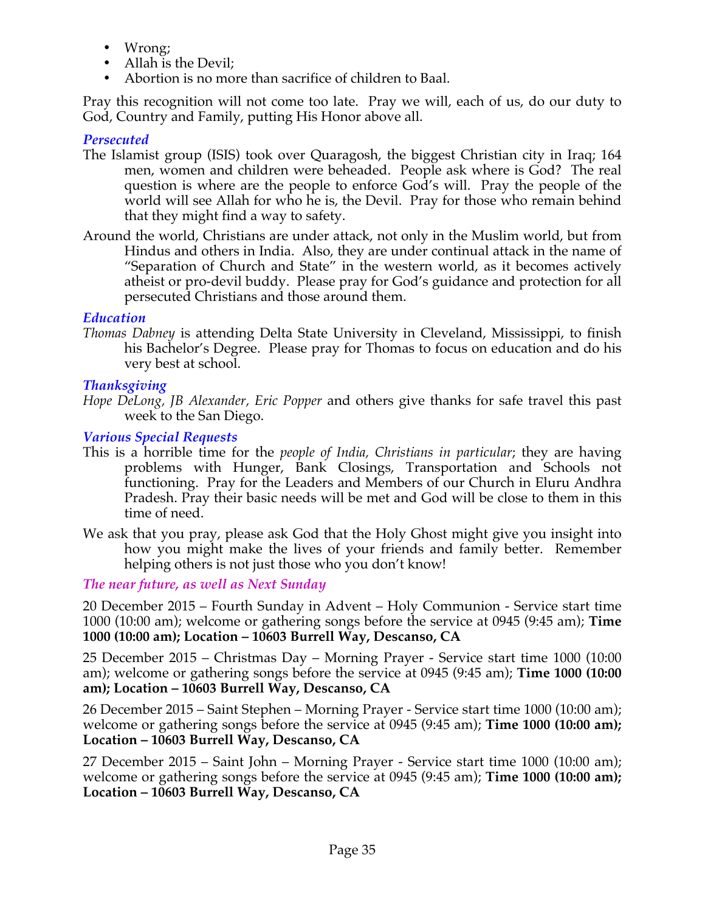- Wrong;
- Allah is the Devil;
- Abortion is no more than sacrifice of children to Baal.

Pray this recognition will not come too late. Pray we will, each of us, do our duty to God, Country and Family, putting His Honor above all.

### *Persecuted*

The Islamist group (ISIS) took over Quaragosh, the biggest Christian city in Iraq; 164 men, women and children were beheaded. People ask where is God? The real question is where are the people to enforce God's will. Pray the people of the world will see Allah for who he is, the Devil. Pray for those who remain behind that they might find a way to safety.

Around the world, Christians are under attack, not only in the Muslim world, but from Hindus and others in India. Also, they are under continual attack in the name of "Separation of Church and State" in the western world, as it becomes actively atheist or pro-devil buddy. Please pray for God's guidance and protection for all persecuted Christians and those around them.

### *Education*

*Thomas Dabney* is attending Delta State University in Cleveland, Mississippi, to finish his Bachelor's Degree. Please pray for Thomas to focus on education and do his very best at school.

### *Thanksgiving*

*Hope DeLong, JB Alexander, Eric Popper* and others give thanks for safe travel this past week to the San Diego.

### *Various Special Requests*

This is a horrible time for the *people of India, Christians in particular*; they are having problems with Hunger, Bank Closings, Transportation and Schools not functioning. Pray for the Leaders and Members of our Church in Eluru Andhra Pradesh. Pray their basic needs will be met and God will be close to them in this time of need.

We ask that you pray, please ask God that the Holy Ghost might give you insight into how you might make the lives of your friends and family better. Remember helping others is not just those who you don't know!

### *The near future, as well as Next Sunday*

20 December 2015 – Fourth Sunday in Advent – Holy Communion - Service start time 1000 (10:00 am); welcome or gathering songs before the service at 0945 (9:45 am); **Time 1000 (10:00 am); Location – 10603 Burrell Way, Descanso, CA**

25 December 2015 – Christmas Day – Morning Prayer - Service start time 1000 (10:00 am); welcome or gathering songs before the service at 0945 (9:45 am); **Time 1000 (10:00 am); Location – 10603 Burrell Way, Descanso, CA**

26 December 2015 – Saint Stephen – Morning Prayer - Service start time 1000 (10:00 am); welcome or gathering songs before the service at 0945 (9:45 am); **Time 1000 (10:00 am); Location – 10603 Burrell Way, Descanso, CA**

27 December 2015 – Saint John – Morning Prayer - Service start time 1000 (10:00 am); welcome or gathering songs before the service at 0945 (9:45 am); **Time 1000 (10:00 am); Location – 10603 Burrell Way, Descanso, CA**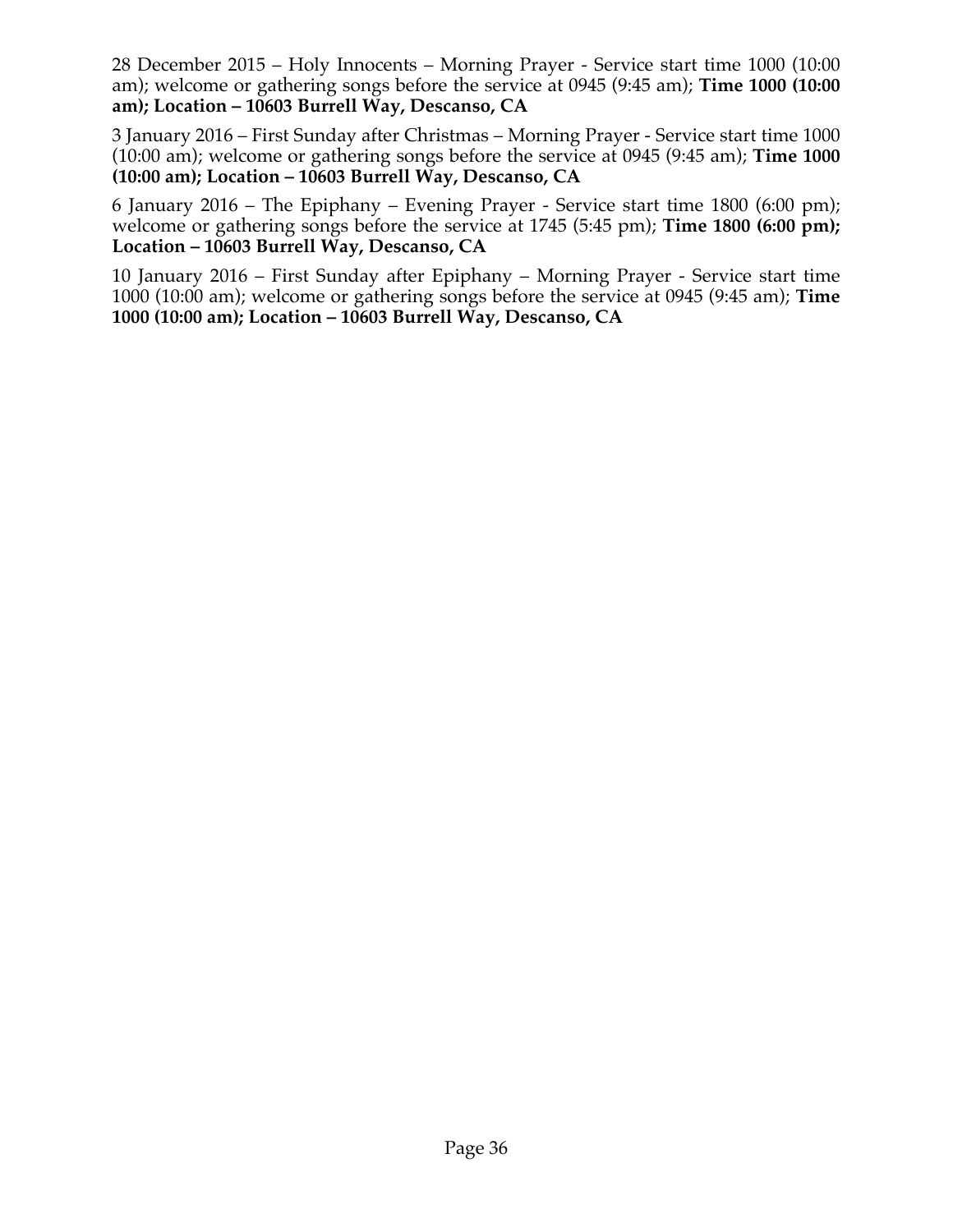28 December 2015 – Holy Innocents – Morning Prayer - Service start time 1000 (10:00 am); welcome or gathering songs before the service at 0945 (9:45 am); **Time 1000 (10:00 am); Location – 10603 Burrell Way, Descanso, CA**

3 January 2016 – First Sunday after Christmas – Morning Prayer - Service start time 1000 (10:00 am); welcome or gathering songs before the service at 0945 (9:45 am); **Time 1000 (10:00 am); Location – 10603 Burrell Way, Descanso, CA**

6 January 2016 – The Epiphany – Evening Prayer - Service start time 1800 (6:00 pm); welcome or gathering songs before the service at 1745 (5:45 pm); **Time 1800 (6:00 pm); Location – 10603 Burrell Way, Descanso, CA**

10 January 2016 – First Sunday after Epiphany – Morning Prayer - Service start time 1000 (10:00 am); welcome or gathering songs before the service at 0945 (9:45 am); **Time 1000 (10:00 am); Location – 10603 Burrell Way, Descanso, CA**